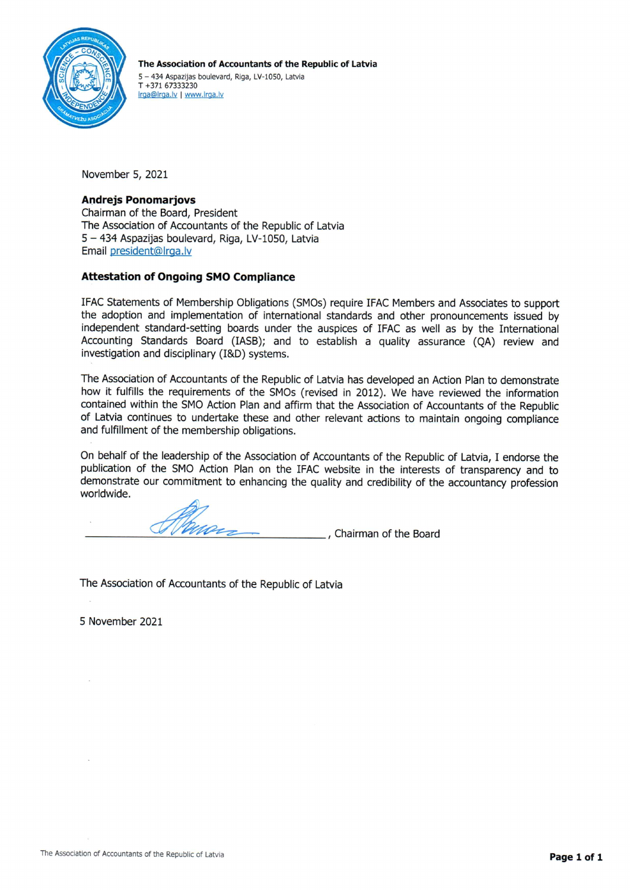**The Association of Accountants of the Republic of Latvia**
5 – 434 Aspazijas boulevard, Riga, LV-1050, Latvia
T +371 67333230
lrga@lrga.lv | www.lrga.lv

November 5, 2021

**Andrejs Ponomarjovs**
Chairman of the Board, President
The Association of Accountants of the Republic of Latvia
5 – 434 Aspazijas boulevard, Riga, LV-1050, Latvia
Email president@lrga.lv

**Attestation of Ongoing SMO Compliance**

IFAC Statements of Membership Obligations (SMOs) require IFAC Members and Associates to support the adoption and implementation of international standards and other pronouncements issued by independent standard-setting boards under the auspices of IFAC as well as by the International Accounting Standards Board (IASB); and to establish a quality assurance (QA) review and investigation and disciplinary (I&D) systems.

The Association of Accountants of the Republic of Latvia has developed an Action Plan to demonstrate how it fulfills the requirements of the SMOs (revised in 2012). We have reviewed the information contained within the SMO Action Plan and affirm that the Association of Accountants of the Republic of Latvia continues to undertake these and other relevant actions to maintain ongoing compliance and fulfillment of the membership obligations.

On behalf of the leadership of the Association of Accountants of the Republic of Latvia, I endorse the publication of the SMO Action Plan on the IFAC website in the interests of transparency and to demonstrate our commitment to enhancing the quality and credibility of the accountancy profession worldwide.

\_\_\_\_\_\_\_\_\_\_\_\_\_\_\_\_\_\_\_\_\_\_\_\_\_\_\_\_\_\_\_\_\_\_\_\_\_\_\_\_, Chairman of the Board

The Association of Accountants of the Republic of Latvia

5 November 2021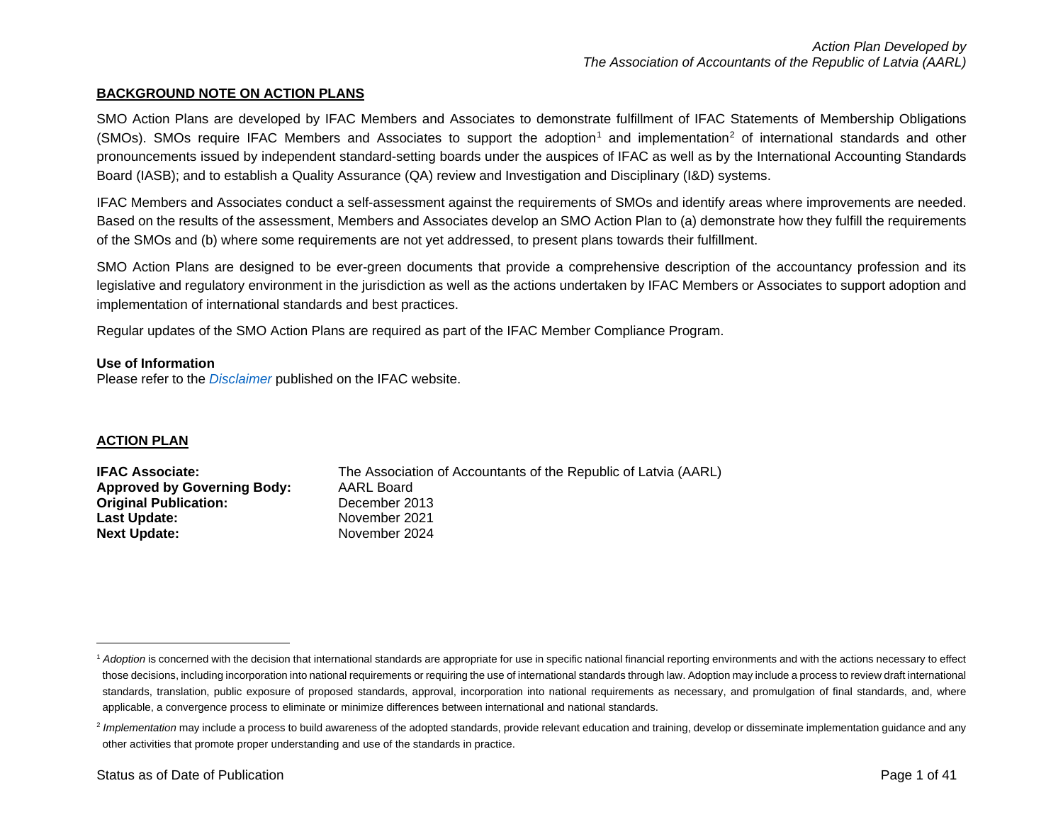Action Plan Developed by
The Association of Accountants of the Republic of Latvia (AARL)

## BACKGROUND NOTE ON ACTION PLANS

SMO Action Plans are developed by IFAC Members and Associates to demonstrate fulfillment of IFAC Statements of Membership Obligations (SMOs). SMOs require IFAC Members and Associates to support the adoption[1] and implementation[2] of international standards and other pronouncements issued by independent standard-setting boards under the auspices of IFAC as well as by the International Accounting Standards Board (IASB); and to establish a Quality Assurance (QA) review and Investigation and Disciplinary (I&D) systems.

IFAC Members and Associates conduct a self-assessment against the requirements of SMOs and identify areas where improvements are needed. Based on the results of the assessment, Members and Associates develop an SMO Action Plan to (a) demonstrate how they fulfill the requirements of the SMOs and (b) where some requirements are not yet addressed, to present plans towards their fulfillment.

SMO Action Plans are designed to be ever-green documents that provide a comprehensive description of the accountancy profession and its legislative and regulatory environment in the jurisdiction as well as the actions undertaken by IFAC Members or Associates to support adoption and implementation of international standards and best practices.

Regular updates of the SMO Action Plans are required as part of the IFAC Member Compliance Program.

**Use of Information**
Please refer to the *Disclaimer* published on the IFAC website.

## ACTION PLAN

**IFAC Associate:** The Association of Accountants of the Republic of Latvia (AARL)
**Approved by Governing Body:** AARL Board
**Original Publication:** December 2013
**Last Update:** November 2021
**Next Update:** November 2024

---

[1] *Adoption* is concerned with the decision that international standards are appropriate for use in specific national financial reporting environments and with the actions necessary to effect those decisions, including incorporation into national requirements or requiring the use of international standards through law. Adoption may include a process to review draft international standards, translation, public exposure of proposed standards, approval, incorporation into national requirements as necessary, and promulgation of final standards, and, where applicable, a convergence process to eliminate or minimize differences between international and national standards.

[2] *Implementation* may include a process to build awareness of the adopted standards, provide relevant education and training, develop or disseminate implementation guidance and any other activities that promote proper understanding and use of the standards in practice.

Status as of Date of Publication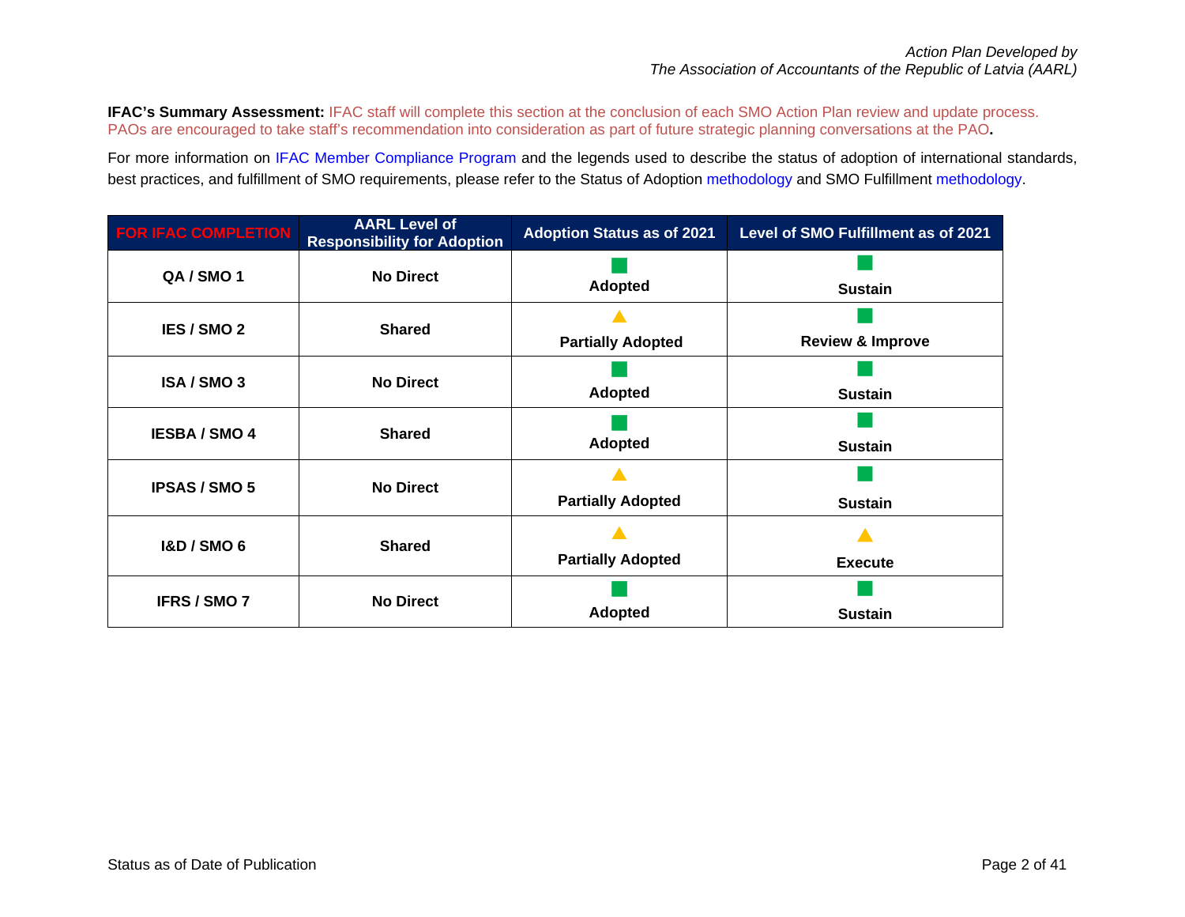*Action Plan Developed by*
*The Association of Accountants of the Republic of Latvia (AARL)*

**IFAC's Summary Assessment:** IFAC staff will complete this section at the conclusion of each SMO Action Plan review and update process. PAOs are encouraged to take staff's recommendation into consideration as part of future strategic planning conversations at the PAO**.**

For more information on IFAC Member Compliance Program and the legends used to describe the status of adoption of international standards, best practices, and fulfillment of SMO requirements, please refer to the Status of Adoption methodology and SMO Fulfillment methodology.

| FOR IFAC COMPLETION | AARL Level of Responsibility for Adoption | Adoption Status as of 2021 | Level of SMO Fulfillment as of 2021 |
|---|---|---|---|
| **QA / SMO 1** | **No Direct** | ■ **Adopted** | ■ **Sustain** |
| **IES / SMO 2** | **Shared** | ▲ **Partially Adopted** | ■ **Review & Improve** |
| **ISA / SMO 3** | **No Direct** | ■ **Adopted** | ■ **Sustain** |
| **IESBA / SMO 4** | **Shared** | ■ **Adopted** | ■ **Sustain** |
| **IPSAS / SMO 5** | **No Direct** | ▲ **Partially Adopted** | ■ **Sustain** |
| **I&D / SMO 6** | **Shared** | ▲ **Partially Adopted** | ▲ **Execute** |
| **IFRS / SMO 7** | **No Direct** | ■ **Adopted** | ■ **Sustain** |

Status as of Date of Publication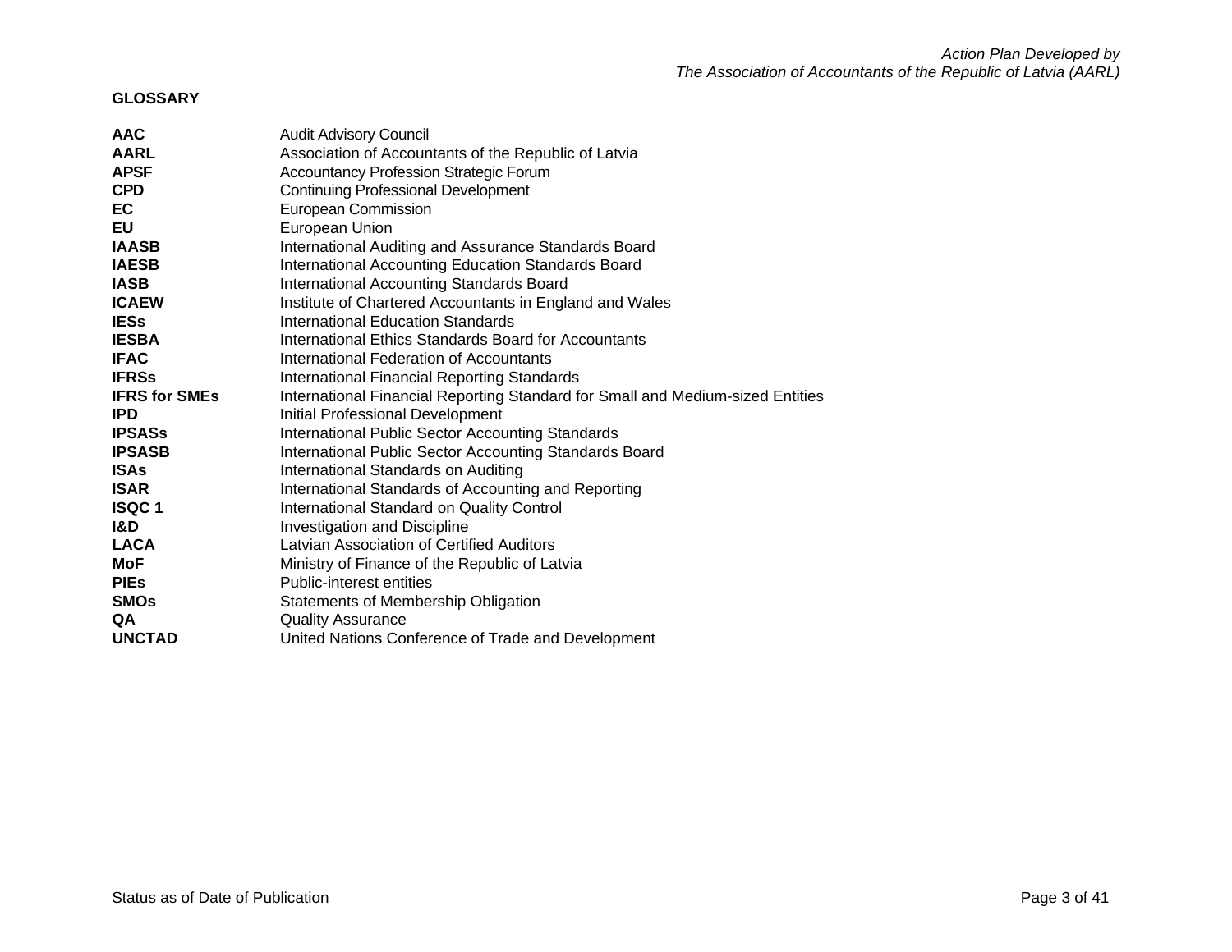## GLOSSARY

| | |
|---|---|
| **AAC** | Audit Advisory Council |
| **AARL** | Association of Accountants of the Republic of Latvia |
| **APSF** | Accountancy Profession Strategic Forum |
| **CPD** | Continuing Professional Development |
| **EC** | European Commission |
| **EU** | European Union |
| **IAASB** | International Auditing and Assurance Standards Board |
| **IAESB** | International Accounting Education Standards Board |
| **IASB** | International Accounting Standards Board |
| **ICAEW** | Institute of Chartered Accountants in England and Wales |
| **IESs** | International Education Standards |
| **IESBA** | International Ethics Standards Board for Accountants |
| **IFAC** | International Federation of Accountants |
| **IFRSs** | International Financial Reporting Standards |
| **IFRS for SMEs** | International Financial Reporting Standard for Small and Medium-sized Entities |
| **IPD** | Initial Professional Development |
| **IPSASs** | International Public Sector Accounting Standards |
| **IPSASB** | International Public Sector Accounting Standards Board |
| **ISAs** | International Standards on Auditing |
| **ISAR** | International Standards of Accounting and Reporting |
| **ISQC 1** | International Standard on Quality Control |
| **I&D** | Investigation and Discipline |
| **LACA** | Latvian Association of Certified Auditors |
| **MoF** | Ministry of Finance of the Republic of Latvia |
| **PIEs** | Public-interest entities |
| **SMOs** | Statements of Membership Obligation |
| **QA** | Quality Assurance |
| **UNCTAD** | United Nations Conference of Trade and Development |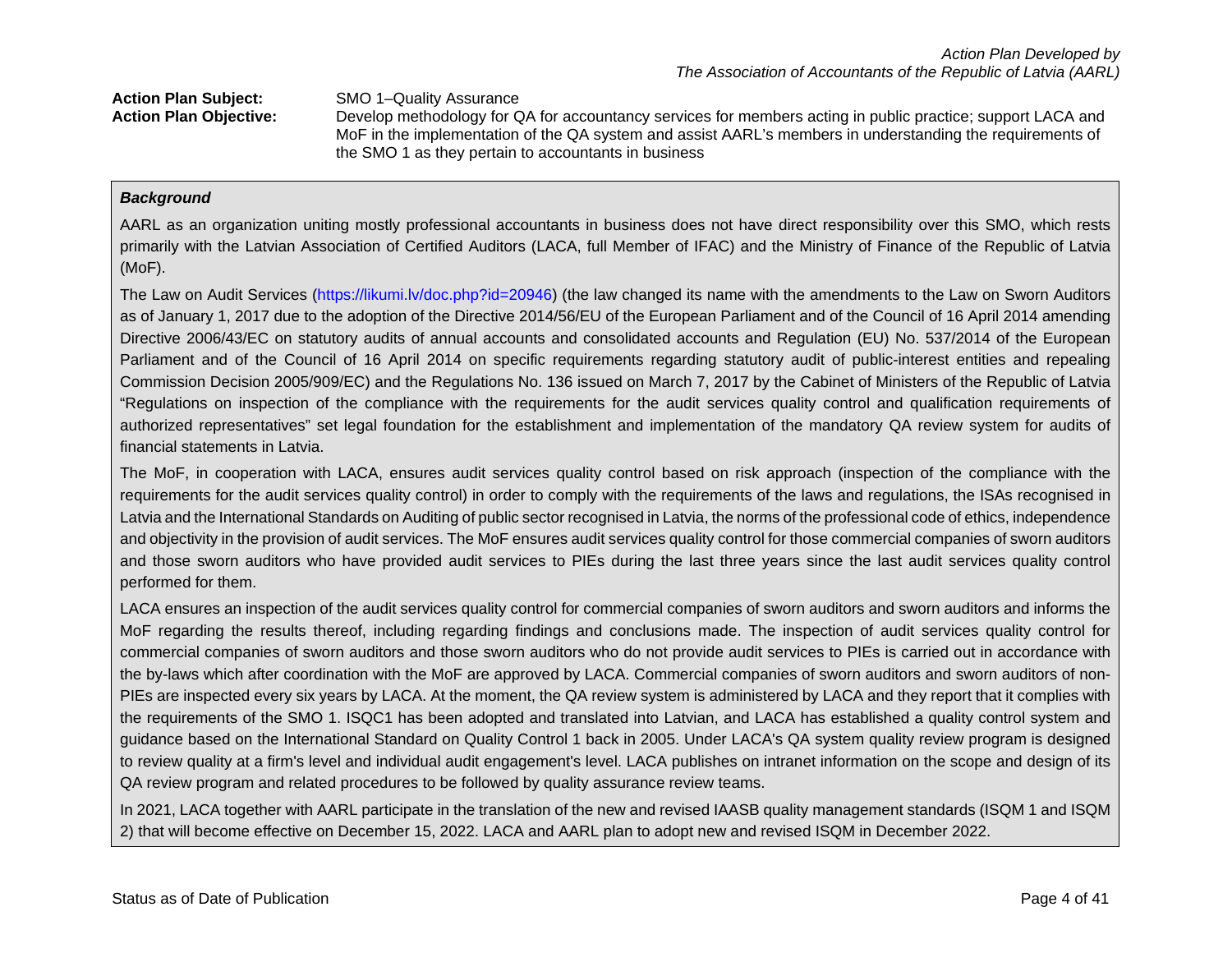**Action Plan Subject:** SMO 1–Quality Assurance

**Action Plan Objective:** Develop methodology for QA for accountancy services for members acting in public practice; support LACA and MoF in the implementation of the QA system and assist AARL's members in understanding the requirements of the SMO 1 as they pertain to accountants in business

***Background***

AARL as an organization uniting mostly professional accountants in business does not have direct responsibility over this SMO, which rests primarily with the Latvian Association of Certified Auditors (LACA, full Member of IFAC) and the Ministry of Finance of the Republic of Latvia (MoF).

The Law on Audit Services (https://likumi.lv/doc.php?id=20946) (the law changed its name with the amendments to the Law on Sworn Auditors as of January 1, 2017 due to the adoption of the Directive 2014/56/EU of the European Parliament and of the Council of 16 April 2014 amending Directive 2006/43/EC on statutory audits of annual accounts and consolidated accounts and Regulation (EU) No. 537/2014 of the European Parliament and of the Council of 16 April 2014 on specific requirements regarding statutory audit of public-interest entities and repealing Commission Decision 2005/909/EC) and the Regulations No. 136 issued on March 7, 2017 by the Cabinet of Ministers of the Republic of Latvia "Regulations on inspection of the compliance with the requirements for the audit services quality control and qualification requirements of authorized representatives" set legal foundation for the establishment and implementation of the mandatory QA review system for audits of financial statements in Latvia.

The MoF, in cooperation with LACA, ensures audit services quality control based on risk approach (inspection of the compliance with the requirements for the audit services quality control) in order to comply with the requirements of the laws and regulations, the ISAs recognised in Latvia and the International Standards on Auditing of public sector recognised in Latvia, the norms of the professional code of ethics, independence and objectivity in the provision of audit services. The MoF ensures audit services quality control for those commercial companies of sworn auditors and those sworn auditors who have provided audit services to PIEs during the last three years since the last audit services quality control performed for them.

LACA ensures an inspection of the audit services quality control for commercial companies of sworn auditors and sworn auditors and informs the MoF regarding the results thereof, including regarding findings and conclusions made. The inspection of audit services quality control for commercial companies of sworn auditors and those sworn auditors who do not provide audit services to PIEs is carried out in accordance with the by-laws which after coordination with the MoF are approved by LACA. Commercial companies of sworn auditors and sworn auditors of non-PIEs are inspected every six years by LACA. At the moment, the QA review system is administered by LACA and they report that it complies with the requirements of the SMO 1. ISQC1 has been adopted and translated into Latvian, and LACA has established a quality control system and guidance based on the International Standard on Quality Control 1 back in 2005. Under LACA's QA system quality review program is designed to review quality at a firm's level and individual audit engagement's level. LACA publishes on intranet information on the scope and design of its QA review program and related procedures to be followed by quality assurance review teams.

In 2021, LACA together with AARL participate in the translation of the new and revised IAASB quality management standards (ISQM 1 and ISQM 2) that will become effective on December 15, 2022. LACA and AARL plan to adopt new and revised ISQM in December 2022.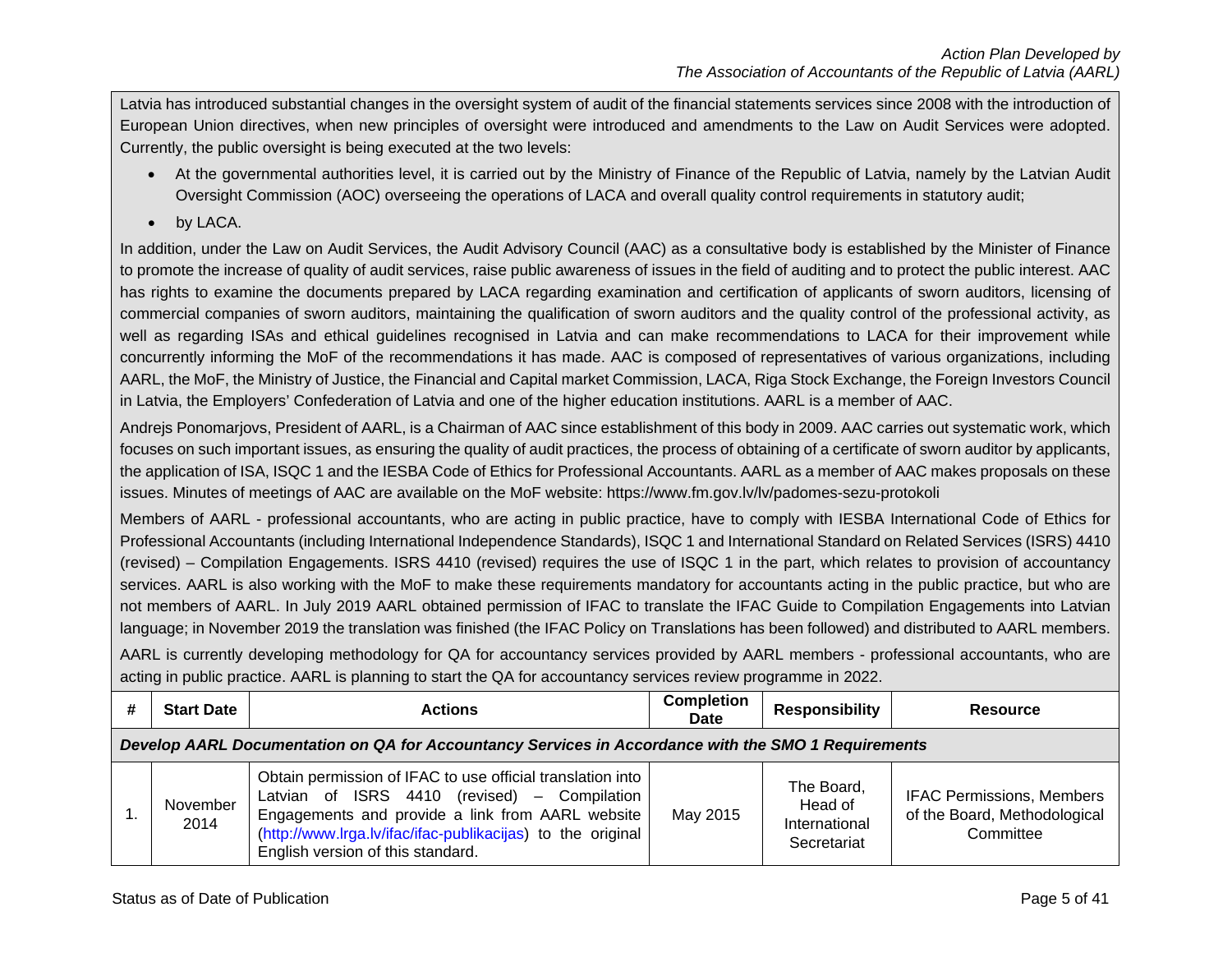Latvia has introduced substantial changes in the oversight system of audit of the financial statements services since 2008 with the introduction of European Union directives, when new principles of oversight were introduced and amendments to the Law on Audit Services were adopted. Currently, the public oversight is being executed at the two levels:

- At the governmental authorities level, it is carried out by the Ministry of Finance of the Republic of Latvia, namely by the Latvian Audit Oversight Commission (AOC) overseeing the operations of LACA and overall quality control requirements in statutory audit;
- by LACA.

In addition, under the Law on Audit Services, the Audit Advisory Council (AAC) as a consultative body is established by the Minister of Finance to promote the increase of quality of audit services, raise public awareness of issues in the field of auditing and to protect the public interest. AAC has rights to examine the documents prepared by LACA regarding examination and certification of applicants of sworn auditors, licensing of commercial companies of sworn auditors, maintaining the qualification of sworn auditors and the quality control of the professional activity, as well as regarding ISAs and ethical guidelines recognised in Latvia and can make recommendations to LACA for their improvement while concurrently informing the MoF of the recommendations it has made. AAC is composed of representatives of various organizations, including AARL, the MoF, the Ministry of Justice, the Financial and Capital market Commission, LACA, Riga Stock Exchange, the Foreign Investors Council in Latvia, the Employers' Confederation of Latvia and one of the higher education institutions. AARL is a member of AAC.

Andrejs Ponomarjovs, President of AARL, is a Chairman of AAC since establishment of this body in 2009. AAC carries out systematic work, which focuses on such important issues, as ensuring the quality of audit practices, the process of obtaining of a certificate of sworn auditor by applicants, the application of ISA, ISQC 1 and the IESBA Code of Ethics for Professional Accountants. AARL as a member of AAC makes proposals on these issues. Minutes of meetings of AAC are available on the MoF website: https://www.fm.gov.lv/lv/padomes-sezu-protokoli

Members of AARL - professional accountants, who are acting in public practice, have to comply with IESBA International Code of Ethics for Professional Accountants (including International Independence Standards), ISQC 1 and International Standard on Related Services (ISRS) 4410 (revised) – Compilation Engagements. ISRS 4410 (revised) requires the use of ISQC 1 in the part, which relates to provision of accountancy services. AARL is also working with the MoF to make these requirements mandatory for accountants acting in the public practice, but who are not members of AARL. In July 2019 AARL obtained permission of IFAC to translate the IFAC Guide to Compilation Engagements into Latvian language; in November 2019 the translation was finished (the IFAC Policy on Translations has been followed) and distributed to AARL members.

AARL is currently developing methodology for QA for accountancy services provided by AARL members - professional accountants, who are acting in public practice. AARL is planning to start the QA for accountancy services review programme in 2022.

| # | Start Date | Actions | Completion Date | Responsibility | Resource |
|---|---|---|---|---|---|
| ***Develop AARL Documentation on QA for Accountancy Services in Accordance with the SMO 1 Requirements*** | | | | | |
| 1. | November 2014 | Obtain permission of IFAC to use official translation into Latvian of ISRS 4410 (revised) – Compilation Engagements and provide a link from AARL website (http://www.lrga.lv/ifac/ifac-publikacijas) to the original English version of this standard. | May 2015 | The Board, Head of International Secretariat | IFAC Permissions, Members of the Board, Methodological Committee |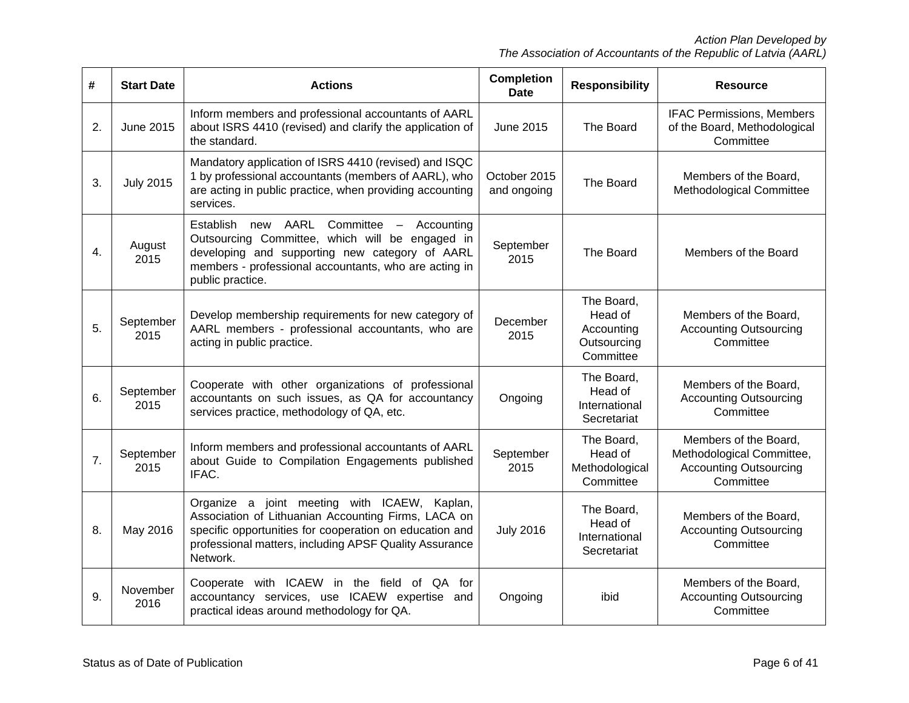| # | Start Date | Actions | Completion Date | Responsibility | Resource |
|---|---|---|---|---|---|
| 2. | June 2015 | Inform members and professional accountants of AARL about ISRS 4410 (revised) and clarify the application of the standard. | June 2015 | The Board | IFAC Permissions, Members of the Board, Methodological Committee |
| 3. | July 2015 | Mandatory application of ISRS 4410 (revised) and ISQC 1 by professional accountants (members of AARL), who are acting in public practice, when providing accounting services. | October 2015 and ongoing | The Board | Members of the Board, Methodological Committee |
| 4. | August 2015 | Establish new AARL Committee – Accounting Outsourcing Committee, which will be engaged in developing and supporting new category of AARL members - professional accountants, who are acting in public practice. | September 2015 | The Board | Members of the Board |
| 5. | September 2015 | Develop membership requirements for new category of AARL members - professional accountants, who are acting in public practice. | December 2015 | The Board, Head of Accounting Outsourcing Committee | Members of the Board, Accounting Outsourcing Committee |
| 6. | September 2015 | Cooperate with other organizations of professional accountants on such issues, as QA for accountancy services practice, methodology of QA, etc. | Ongoing | The Board, Head of International Secretariat | Members of the Board, Accounting Outsourcing Committee |
| 7. | September 2015 | Inform members and professional accountants of AARL about Guide to Compilation Engagements published IFAC. | September 2015 | The Board, Head of Methodological Committee | Members of the Board, Methodological Committee, Accounting Outsourcing Committee |
| 8. | May 2016 | Organize a joint meeting with ICAEW, Kaplan, Association of Lithuanian Accounting Firms, LACA on specific opportunities for cooperation on education and professional matters, including APSF Quality Assurance Network. | July 2016 | The Board, Head of International Secretariat | Members of the Board, Accounting Outsourcing Committee |
| 9. | November 2016 | Cooperate with ICAEW in the field of QA for accountancy services, use ICAEW expertise and practical ideas around methodology for QA. | Ongoing | ibid | Members of the Board, Accounting Outsourcing Committee |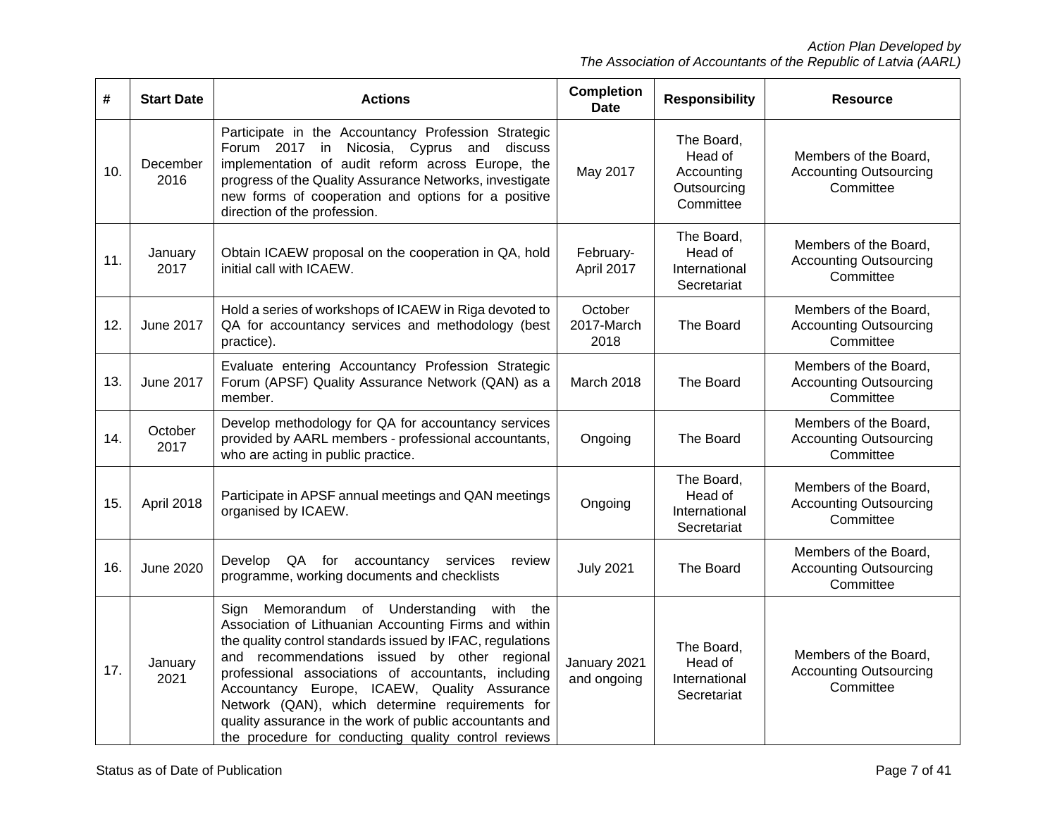| # | Start Date | Actions | Completion Date | Responsibility | Resource |
|---|---|---|---|---|---|
| 10. | December 2016 | Participate in the Accountancy Profession Strategic Forum 2017 in Nicosia, Cyprus and discuss implementation of audit reform across Europe, the progress of the Quality Assurance Networks, investigate new forms of cooperation and options for a positive direction of the profession. | May 2017 | The Board, Head of Accounting Outsourcing Committee | Members of the Board, Accounting Outsourcing Committee |
| 11. | January 2017 | Obtain ICAEW proposal on the cooperation in QA, hold initial call with ICAEW. | February-April 2017 | The Board, Head of International Secretariat | Members of the Board, Accounting Outsourcing Committee |
| 12. | June 2017 | Hold a series of workshops of ICAEW in Riga devoted to QA for accountancy services and methodology (best practice). | October 2017-March 2018 | The Board | Members of the Board, Accounting Outsourcing Committee |
| 13. | June 2017 | Evaluate entering Accountancy Profession Strategic Forum (APSF) Quality Assurance Network (QAN) as a member. | March 2018 | The Board | Members of the Board, Accounting Outsourcing Committee |
| 14. | October 2017 | Develop methodology for QA for accountancy services provided by AARL members - professional accountants, who are acting in public practice. | Ongoing | The Board | Members of the Board, Accounting Outsourcing Committee |
| 15. | April 2018 | Participate in APSF annual meetings and QAN meetings organised by ICAEW. | Ongoing | The Board, Head of International Secretariat | Members of the Board, Accounting Outsourcing Committee |
| 16. | June 2020 | Develop QA for accountancy services review programme, working documents and checklists | July 2021 | The Board | Members of the Board, Accounting Outsourcing Committee |
| 17. | January 2021 | Sign Memorandum of Understanding with the Association of Lithuanian Accounting Firms and within the quality control standards issued by IFAC, regulations and recommendations issued by other regional professional associations of accountants, including Accountancy Europe, ICAEW, Quality Assurance Network (QAN), which determine requirements for quality assurance in the work of public accountants and the procedure for conducting quality control reviews | January 2021 and ongoing | The Board, Head of International Secretariat | Members of the Board, Accounting Outsourcing Committee |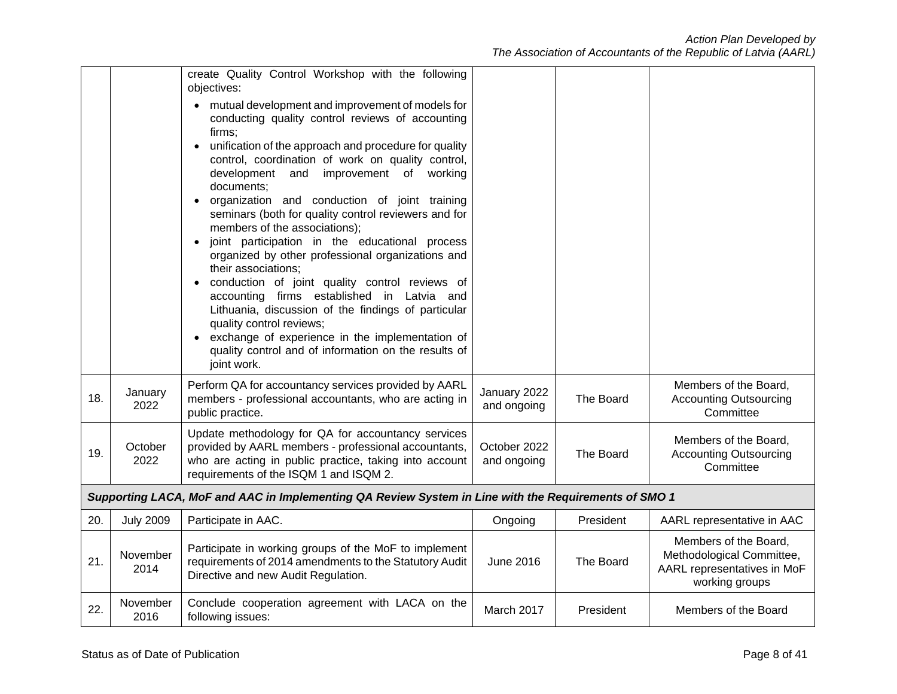| | | | | | |
|---|---|---|---|---|---|
| | | create Quality Control Workshop with the following objectives:<br>• mutual development and improvement of models for conducting quality control reviews of accounting firms;<br>• unification of the approach and procedure for quality control, coordination of work on quality control, development and improvement of working documents;<br>• organization and conduction of joint training seminars (both for quality control reviewers and for members of the associations);<br>• joint participation in the educational process organized by other professional organizations and their associations;<br>• conduction of joint quality control reviews of accounting firms established in Latvia and Lithuania, discussion of the findings of particular quality control reviews;<br>• exchange of experience in the implementation of quality control and of information on the results of joint work. | | | |
| 18. | January 2022 | Perform QA for accountancy services provided by AARL members - professional accountants, who are acting in public practice. | January 2022 and ongoing | The Board | Members of the Board, Accounting Outsourcing Committee |
| 19. | October 2022 | Update methodology for QA for accountancy services provided by AARL members - professional accountants, who are acting in public practice, taking into account requirements of the ISQM 1 and ISQM 2. | October 2022 and ongoing | The Board | Members of the Board, Accounting Outsourcing Committee |
| ***Supporting LACA, MoF and AAC in Implementing QA Review System in Line with the Requirements of SMO 1*** | | | | | |
| 20. | July 2009 | Participate in AAC. | Ongoing | President | AARL representative in AAC |
| 21. | November 2014 | Participate in working groups of the MoF to implement requirements of 2014 amendments to the Statutory Audit Directive and new Audit Regulation. | June 2016 | The Board | Members of the Board, Methodological Committee, AARL representatives in MoF working groups |
| 22. | November 2016 | Conclude cooperation agreement with LACA on the following issues: | March 2017 | President | Members of the Board |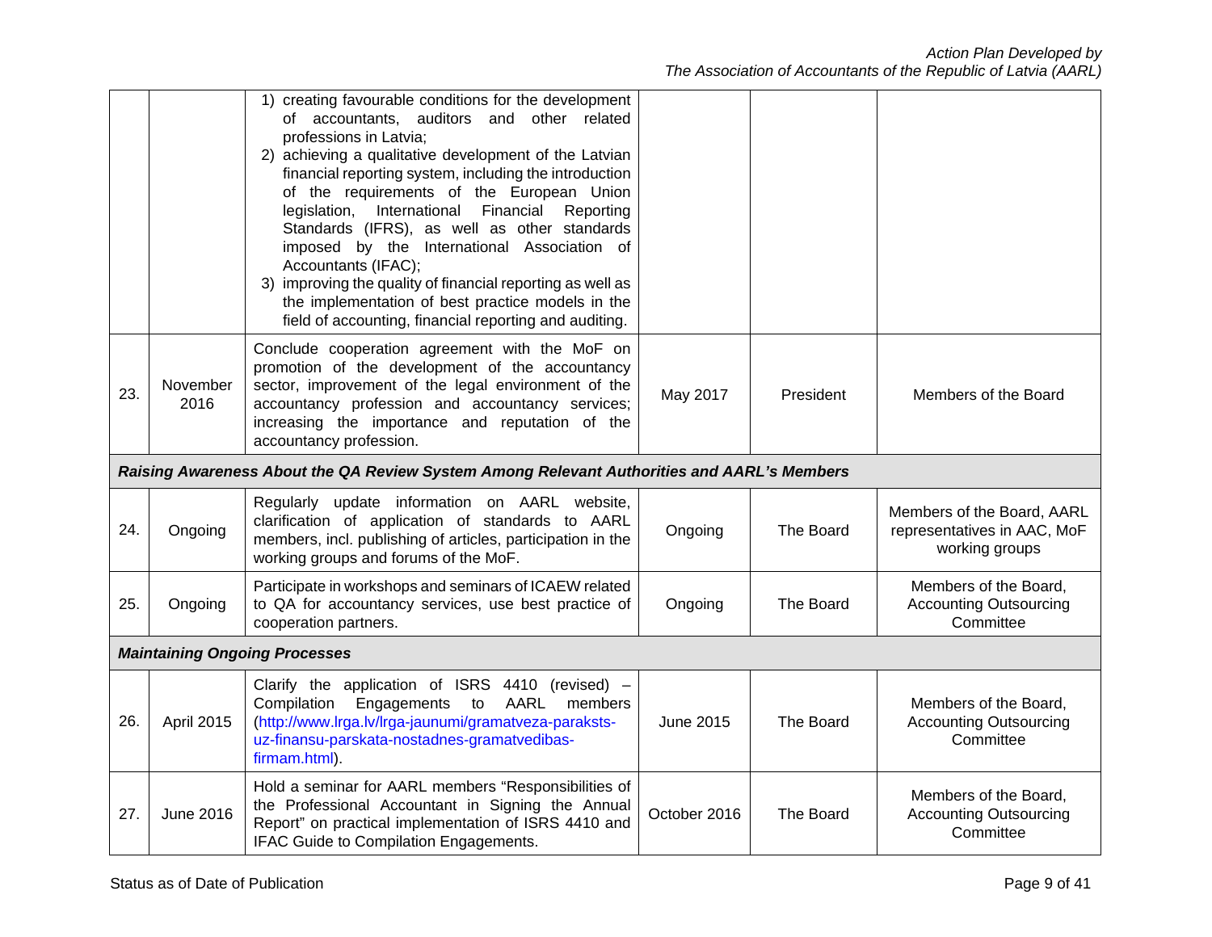| | | | | | |
|---|---|---|---|---|---|
| | | 1) creating favourable conditions for the development of accountants, auditors and other related professions in Latvia;<br>2) achieving a qualitative development of the Latvian financial reporting system, including the introduction of the requirements of the European Union legislation, International Financial Reporting Standards (IFRS), as well as other standards imposed by the International Association of Accountants (IFAC);<br>3) improving the quality of financial reporting as well as the implementation of best practice models in the field of accounting, financial reporting and auditing. | | | |
| 23. | November 2016 | Conclude cooperation agreement with the MoF on promotion of the development of the accountancy sector, improvement of the legal environment of the accountancy profession and accountancy services; increasing the importance and reputation of the accountancy profession. | May 2017 | President | Members of the Board |
| ***Raising Awareness About the QA Review System Among Relevant Authorities and AARL's Members*** | | | | | |
| 24. | Ongoing | Regularly update information on AARL website, clarification of application of standards to AARL members, incl. publishing of articles, participation in the working groups and forums of the MoF. | Ongoing | The Board | Members of the Board, AARL representatives in AAC, MoF working groups |
| 25. | Ongoing | Participate in workshops and seminars of ICAEW related to QA for accountancy services, use best practice of cooperation partners. | Ongoing | The Board | Members of the Board, Accounting Outsourcing Committee |
| ***Maintaining Ongoing Processes*** | | | | | |
| 26. | April 2015 | Clarify the application of ISRS 4410 (revised) – Compilation Engagements to AARL members (http://www.lrga.lv/lrga-jaunumi/gramatveza-paraksts-uz-finansu-parskata-nostadnes-gramatvedibas-firmam.html). | June 2015 | The Board | Members of the Board, Accounting Outsourcing Committee |
| 27. | June 2016 | Hold a seminar for AARL members "Responsibilities of the Professional Accountant in Signing the Annual Report" on practical implementation of ISRS 4410 and IFAC Guide to Compilation Engagements. | October 2016 | The Board | Members of the Board, Accounting Outsourcing Committee |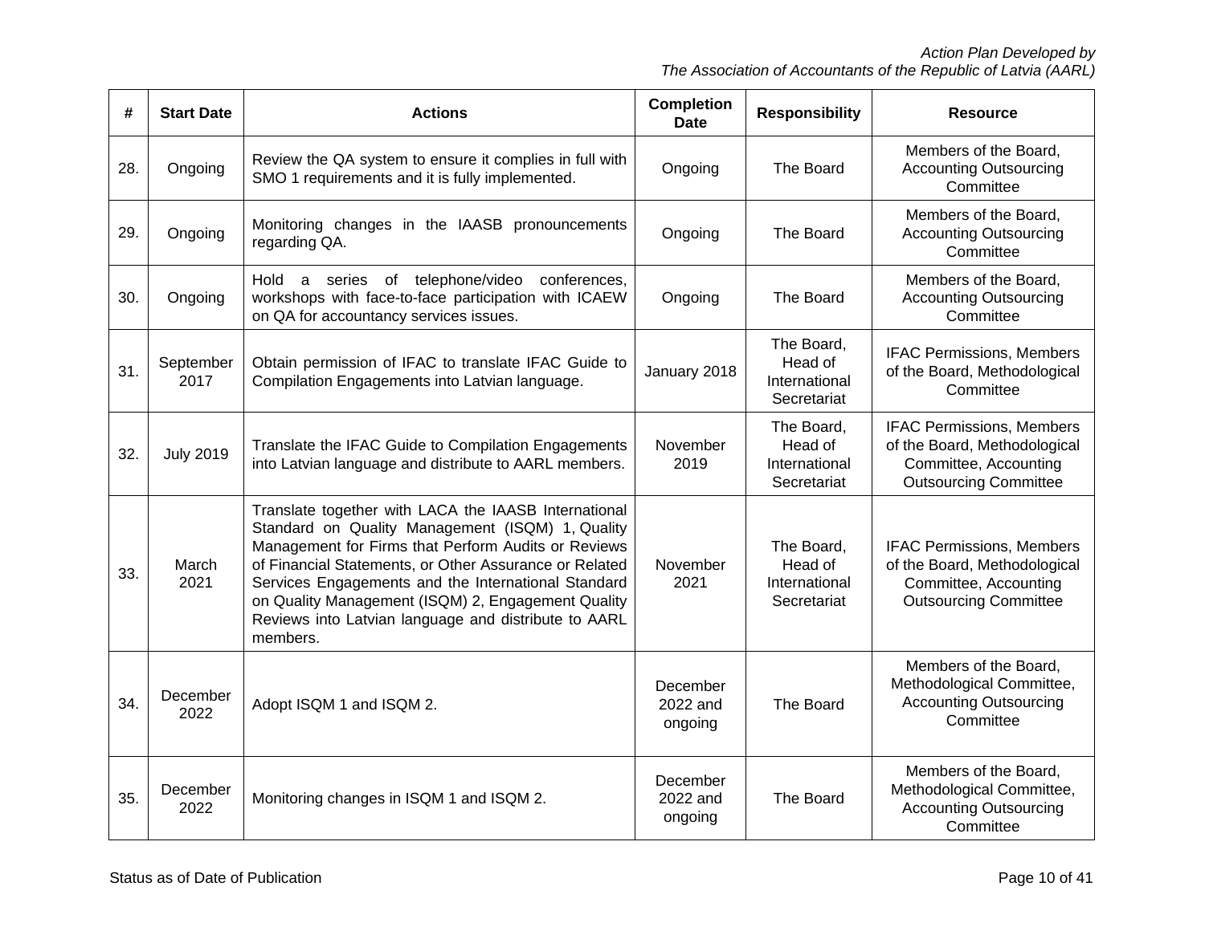| # | Start Date | Actions | Completion Date | Responsibility | Resource |
|---|---|---|---|---|---|
| 28. | Ongoing | Review the QA system to ensure it complies in full with SMO 1 requirements and it is fully implemented. | Ongoing | The Board | Members of the Board, Accounting Outsourcing Committee |
| 29. | Ongoing | Monitoring changes in the IAASB pronouncements regarding QA. | Ongoing | The Board | Members of the Board, Accounting Outsourcing Committee |
| 30. | Ongoing | Hold a series of telephone/video conferences, workshops with face-to-face participation with ICAEW on QA for accountancy services issues. | Ongoing | The Board | Members of the Board, Accounting Outsourcing Committee |
| 31. | September 2017 | Obtain permission of IFAC to translate IFAC Guide to Compilation Engagements into Latvian language. | January 2018 | The Board, Head of International Secretariat | IFAC Permissions, Members of the Board, Methodological Committee |
| 32. | July 2019 | Translate the IFAC Guide to Compilation Engagements into Latvian language and distribute to AARL members. | November 2019 | The Board, Head of International Secretariat | IFAC Permissions, Members of the Board, Methodological Committee, Accounting Outsourcing Committee |
| 33. | March 2021 | Translate together with LACA the IAASB International Standard on Quality Management (ISQM) 1, Quality Management for Firms that Perform Audits or Reviews of Financial Statements, or Other Assurance or Related Services Engagements and the International Standard on Quality Management (ISQM) 2, Engagement Quality Reviews into Latvian language and distribute to AARL members. | November 2021 | The Board, Head of International Secretariat | IFAC Permissions, Members of the Board, Methodological Committee, Accounting Outsourcing Committee |
| 34. | December 2022 | Adopt ISQM 1 and ISQM 2. | December 2022 and ongoing | The Board | Members of the Board, Methodological Committee, Accounting Outsourcing Committee |
| 35. | December 2022 | Monitoring changes in ISQM 1 and ISQM 2. | December 2022 and ongoing | The Board | Members of the Board, Methodological Committee, Accounting Outsourcing Committee |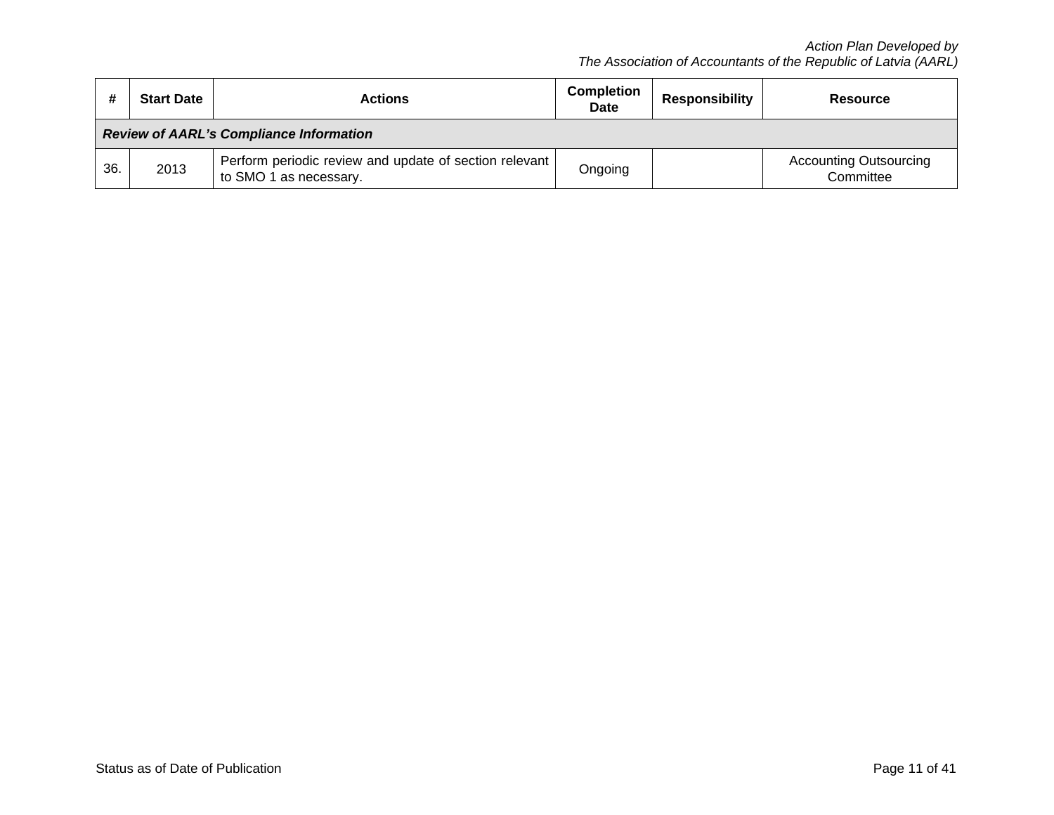| # | Start Date | Actions | Completion Date | Responsibility | Resource |
|---|---|---|---|---|---|
| ***Review of AARL's Compliance Information*** | | | | | |
| 36. | 2013 | Perform periodic review and update of section relevant to SMO 1 as necessary. | Ongoing | | Accounting Outsourcing Committee |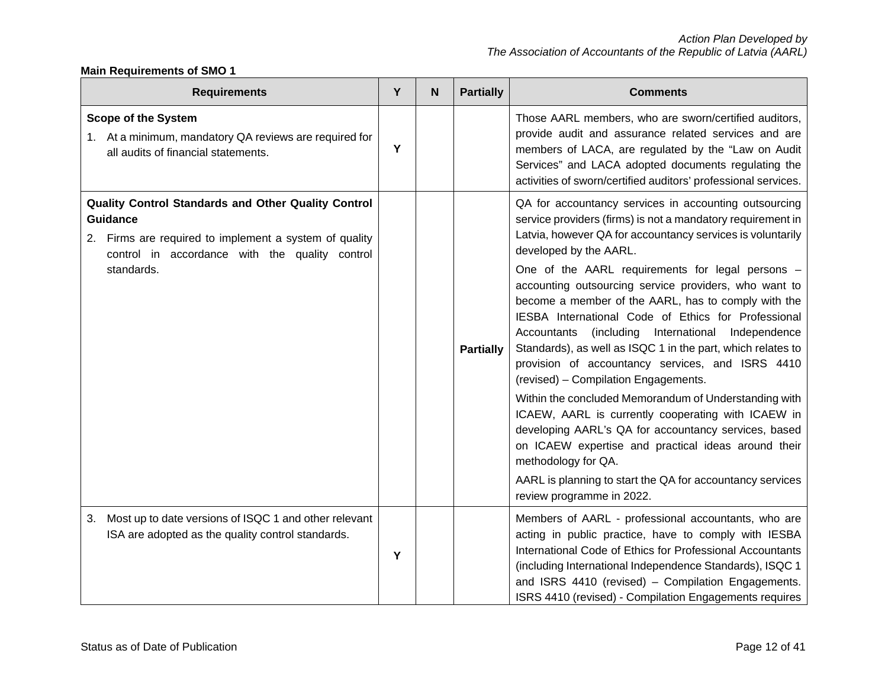**Main Requirements of SMO 1**

| Requirements | Y | N | Partially | Comments |
|---|---|---|---|---|
| **Scope of the System**<br>1. At a minimum, mandatory QA reviews are required for all audits of financial statements. | Y | | | Those AARL members, who are sworn/certified auditors, provide audit and assurance related services and are members of LACA, are regulated by the "Law on Audit Services" and LACA adopted documents regulating the activities of sworn/certified auditors' professional services. |
| **Quality Control Standards and Other Quality Control Guidance**<br>2. Firms are required to implement a system of quality control in accordance with the quality control standards. | | | Partially | QA for accountancy services in accounting outsourcing service providers (firms) is not a mandatory requirement in Latvia, however QA for accountancy services is voluntarily developed by the AARL.<br>One of the AARL requirements for legal persons – accounting outsourcing service providers, who want to become a member of the AARL, has to comply with the IESBA International Code of Ethics for Professional Accountants (including International Independence Standards), as well as ISQC 1 in the part, which relates to provision of accountancy services, and ISRS 4410 (revised) – Compilation Engagements.<br>Within the concluded Memorandum of Understanding with ICAEW, AARL is currently cooperating with ICAEW in developing AARL's QA for accountancy services, based on ICAEW expertise and practical ideas around their methodology for QA.<br>AARL is planning to start the QA for accountancy services review programme in 2022. |
| 3. Most up to date versions of ISQC 1 and other relevant ISA are adopted as the quality control standards. | Y | | | Members of AARL - professional accountants, who are acting in public practice, have to comply with IESBA International Code of Ethics for Professional Accountants (including International Independence Standards), ISQC 1 and ISRS 4410 (revised) – Compilation Engagements. ISRS 4410 (revised) - Compilation Engagements requires |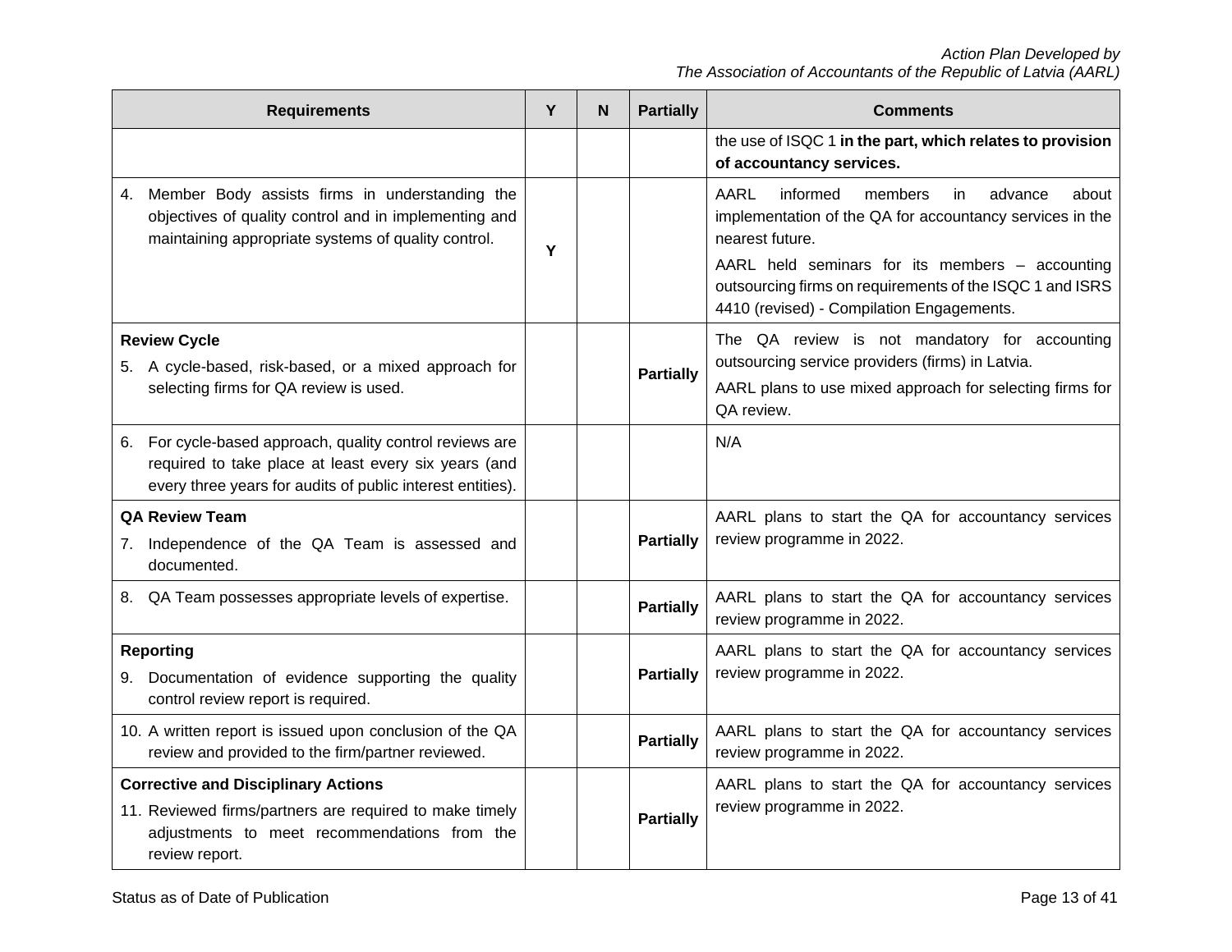| Requirements | Y | N | Partially | Comments |
| --- | --- | --- | --- | --- |
| | | | | the use of ISQC 1 **in the part, which relates to provision of accountancy services.** |
| 4. Member Body assists firms in understanding the objectives of quality control and in implementing and maintaining appropriate systems of quality control. | Y | | | AARL informed members in advance about implementation of the QA for accountancy services in the nearest future.<br>AARL held seminars for its members – accounting outsourcing firms on requirements of the ISQC 1 and ISRS 4410 (revised) - Compilation Engagements. |
| **Review Cycle**<br>5. A cycle-based, risk-based, or a mixed approach for selecting firms for QA review is used. | | | **Partially** | The QA review is not mandatory for accounting outsourcing service providers (firms) in Latvia.<br>AARL plans to use mixed approach for selecting firms for QA review. |
| 6. For cycle-based approach, quality control reviews are required to take place at least every six years (and every three years for audits of public interest entities). | | | | N/A |
| **QA Review Team**<br>7. Independence of the QA Team is assessed and documented. | | | **Partially** | AARL plans to start the QA for accountancy services review programme in 2022. |
| 8. QA Team possesses appropriate levels of expertise. | | | **Partially** | AARL plans to start the QA for accountancy services review programme in 2022. |
| **Reporting**<br>9. Documentation of evidence supporting the quality control review report is required. | | | **Partially** | AARL plans to start the QA for accountancy services review programme in 2022. |
| 10. A written report is issued upon conclusion of the QA review and provided to the firm/partner reviewed. | | | **Partially** | AARL plans to start the QA for accountancy services review programme in 2022. |
| **Corrective and Disciplinary Actions**<br>11. Reviewed firms/partners are required to make timely adjustments to meet recommendations from the review report. | | | **Partially** | AARL plans to start the QA for accountancy services review programme in 2022. |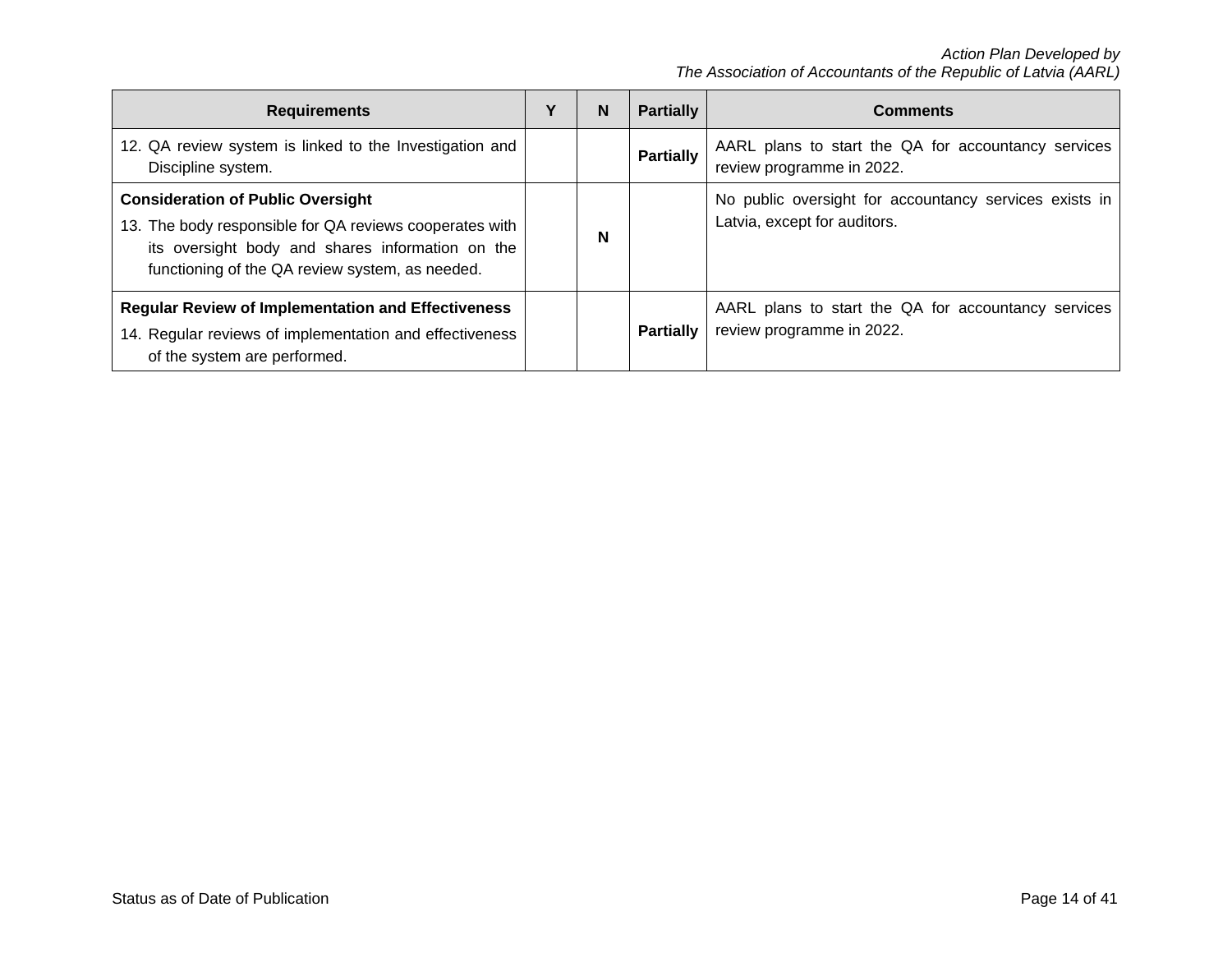| Requirements | Y | N | Partially | Comments |
|---|---|---|---|---|
| 12. QA review system is linked to the Investigation and Discipline system. | | | **Partially** | AARL plans to start the QA for accountancy services review programme in 2022. |
| **Consideration of Public Oversight** 13. The body responsible for QA reviews cooperates with its oversight body and shares information on the functioning of the QA review system, as needed. | | **N** | | No public oversight for accountancy services exists in Latvia, except for auditors. |
| **Regular Review of Implementation and Effectiveness** 14. Regular reviews of implementation and effectiveness of the system are performed. | | | **Partially** | AARL plans to start the QA for accountancy services review programme in 2022. |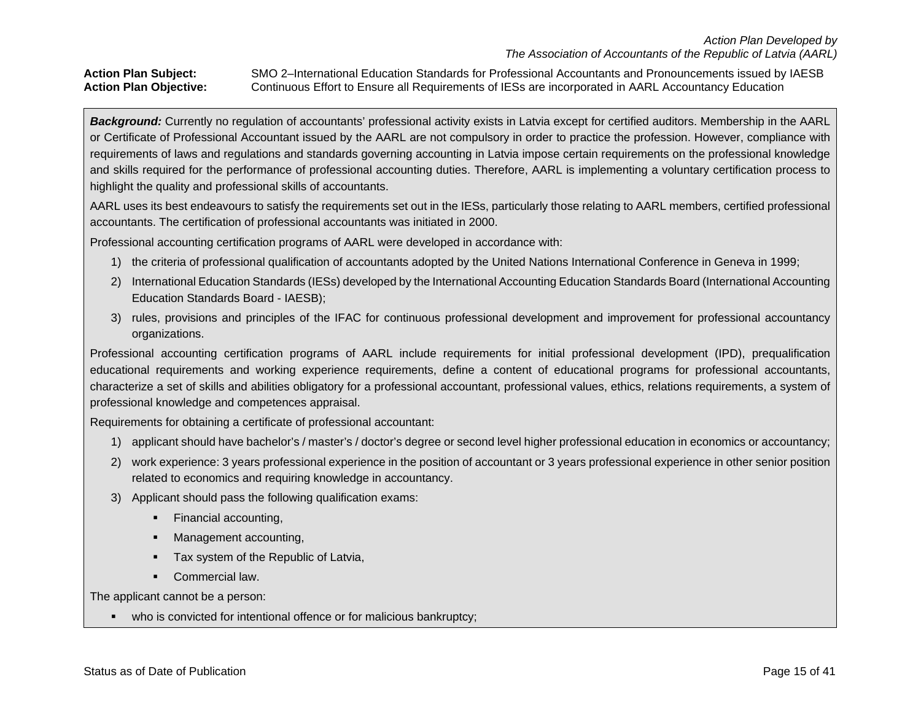*Action Plan Developed by*
*The Association of Accountants of the Republic of Latvia (AARL)*

**Action Plan Subject:** SMO 2–International Education Standards for Professional Accountants and Pronouncements issued by IAESB
**Action Plan Objective:** Continuous Effort to Ensure all Requirements of IESs are incorporated in AARL Accountancy Education

***Background:*** Currently no regulation of accountants' professional activity exists in Latvia except for certified auditors. Membership in the AARL or Certificate of Professional Accountant issued by the AARL are not compulsory in order to practice the profession. However, compliance with requirements of laws and regulations and standards governing accounting in Latvia impose certain requirements on the professional knowledge and skills required for the performance of professional accounting duties. Therefore, AARL is implementing a voluntary certification process to highlight the quality and professional skills of accountants.

AARL uses its best endeavours to satisfy the requirements set out in the IESs, particularly those relating to AARL members, certified professional accountants. The certification of professional accountants was initiated in 2000.

Professional accounting certification programs of AARL were developed in accordance with:

1) the criteria of professional qualification of accountants adopted by the United Nations International Conference in Geneva in 1999;
2) International Education Standards (IESs) developed by the International Accounting Education Standards Board (International Accounting Education Standards Board - IAESB);
3) rules, provisions and principles of the IFAC for continuous professional development and improvement for professional accountancy organizations.

Professional accounting certification programs of AARL include requirements for initial professional development (IPD), prequalification educational requirements and working experience requirements, define a content of educational programs for professional accountants, characterize a set of skills and abilities obligatory for a professional accountant, professional values, ethics, relations requirements, a system of professional knowledge and competences appraisal.

Requirements for obtaining a certificate of professional accountant:

1) applicant should have bachelor's / master's / doctor's degree or second level higher professional education in economics or accountancy;
2) work experience: 3 years professional experience in the position of accountant or 3 years professional experience in other senior position related to economics and requiring knowledge in accountancy.
3) Applicant should pass the following qualification exams:
   - Financial accounting,
   - Management accounting,
   - Tax system of the Republic of Latvia,
   - Commercial law.

The applicant cannot be a person:

- who is convicted for intentional offence or for malicious bankruptcy;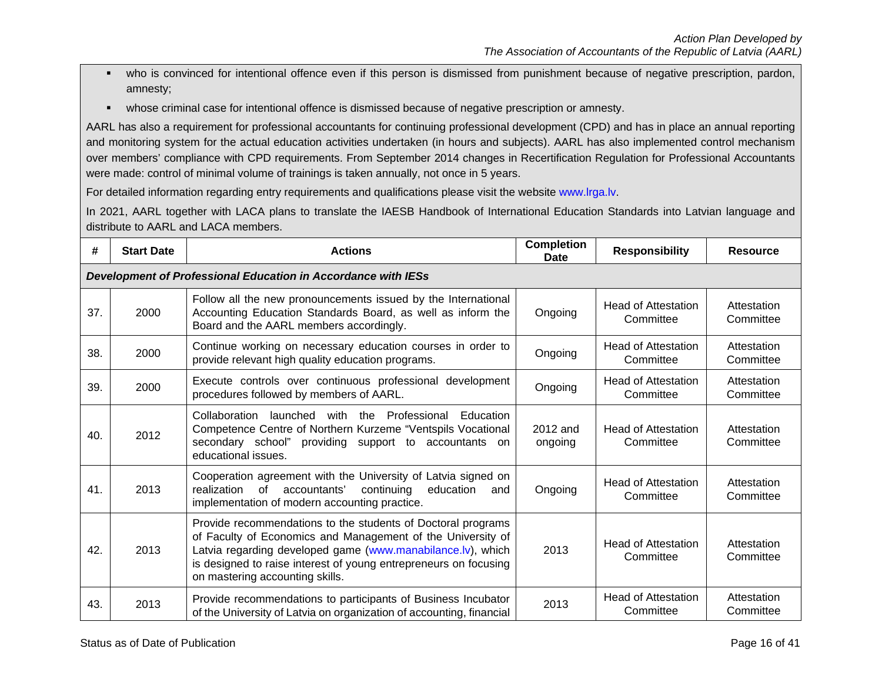- who is convinced for intentional offence even if this person is dismissed from punishment because of negative prescription, pardon, amnesty;
- whose criminal case for intentional offence is dismissed because of negative prescription or amnesty.

AARL has also a requirement for professional accountants for continuing professional development (CPD) and has in place an annual reporting and monitoring system for the actual education activities undertaken (in hours and subjects). AARL has also implemented control mechanism over members' compliance with CPD requirements. From September 2014 changes in Recertification Regulation for Professional Accountants were made: control of minimal volume of trainings is taken annually, not once in 5 years.

For detailed information regarding entry requirements and qualifications please visit the website www.lrga.lv.

In 2021, AARL together with LACA plans to translate the IAESB Handbook of International Education Standards into Latvian language and distribute to AARL and LACA members.

| # | Start Date | Actions | Completion Date | Responsibility | Resource |
|---|---|---|---|---|---|
| ***Development of Professional Education in Accordance with IESs*** | | | | | |
| 37. | 2000 | Follow all the new pronouncements issued by the International Accounting Education Standards Board, as well as inform the Board and the AARL members accordingly. | Ongoing | Head of Attestation Committee | Attestation Committee |
| 38. | 2000 | Continue working on necessary education courses in order to provide relevant high quality education programs. | Ongoing | Head of Attestation Committee | Attestation Committee |
| 39. | 2000 | Execute controls over continuous professional development procedures followed by members of AARL. | Ongoing | Head of Attestation Committee | Attestation Committee |
| 40. | 2012 | Collaboration launched with the Professional Education Competence Centre of Northern Kurzeme "Ventspils Vocational secondary school" providing support to accountants on educational issues. | 2012 and ongoing | Head of Attestation Committee | Attestation Committee |
| 41. | 2013 | Cooperation agreement with the University of Latvia signed on realization of accountants' continuing education and implementation of modern accounting practice. | Ongoing | Head of Attestation Committee | Attestation Committee |
| 42. | 2013 | Provide recommendations to the students of Doctoral programs of Faculty of Economics and Management of the University of Latvia regarding developed game (www.manabilance.lv), which is designed to raise interest of young entrepreneurs on focusing on mastering accounting skills. | 2013 | Head of Attestation Committee | Attestation Committee |
| 43. | 2013 | Provide recommendations to participants of Business Incubator of the University of Latvia on organization of accounting, financial | 2013 | Head of Attestation Committee | Attestation Committee |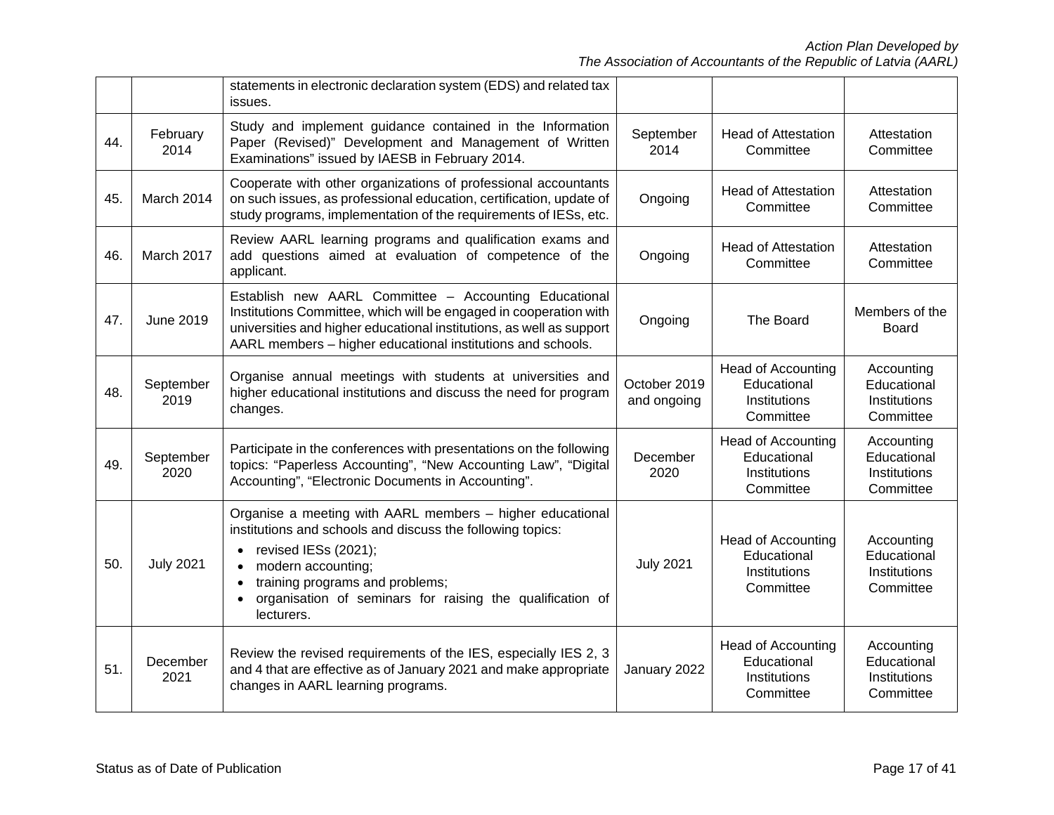|  |  |  |  |  |  |
|---|---|---|---|---|---|
|  |  | statements in electronic declaration system (EDS) and related tax issues. |  |  |  |
| 44. | February 2014 | Study and implement guidance contained in the Information Paper (Revised)" Development and Management of Written Examinations" issued by IAESB in February 2014. | September 2014 | Head of Attestation Committee | Attestation Committee |
| 45. | March 2014 | Cooperate with other organizations of professional accountants on such issues, as professional education, certification, update of study programs, implementation of the requirements of IESs, etc. | Ongoing | Head of Attestation Committee | Attestation Committee |
| 46. | March 2017 | Review AARL learning programs and qualification exams and add questions aimed at evaluation of competence of the applicant. | Ongoing | Head of Attestation Committee | Attestation Committee |
| 47. | June 2019 | Establish new AARL Committee – Accounting Educational Institutions Committee, which will be engaged in cooperation with universities and higher educational institutions, as well as support AARL members – higher educational institutions and schools. | Ongoing | The Board | Members of the Board |
| 48. | September 2019 | Organise annual meetings with students at universities and higher educational institutions and discuss the need for program changes. | October 2019 and ongoing | Head of Accounting Educational Institutions Committee | Accounting Educational Institutions Committee |
| 49. | September 2020 | Participate in the conferences with presentations on the following topics: "Paperless Accounting", "New Accounting Law", "Digital Accounting", "Electronic Documents in Accounting". | December 2020 | Head of Accounting Educational Institutions Committee | Accounting Educational Institutions Committee |
| 50. | July 2021 | Organise a meeting with AARL members – higher educational institutions and schools and discuss the following topics:<br>• revised IESs (2021);<br>• modern accounting;<br>• training programs and problems;<br>• organisation of seminars for raising the qualification of lecturers. | July 2021 | Head of Accounting Educational Institutions Committee | Accounting Educational Institutions Committee |
| 51. | December 2021 | Review the revised requirements of the IES, especially IES 2, 3 and 4 that are effective as of January 2021 and make appropriate changes in AARL learning programs. | January 2022 | Head of Accounting Educational Institutions Committee | Accounting Educational Institutions Committee |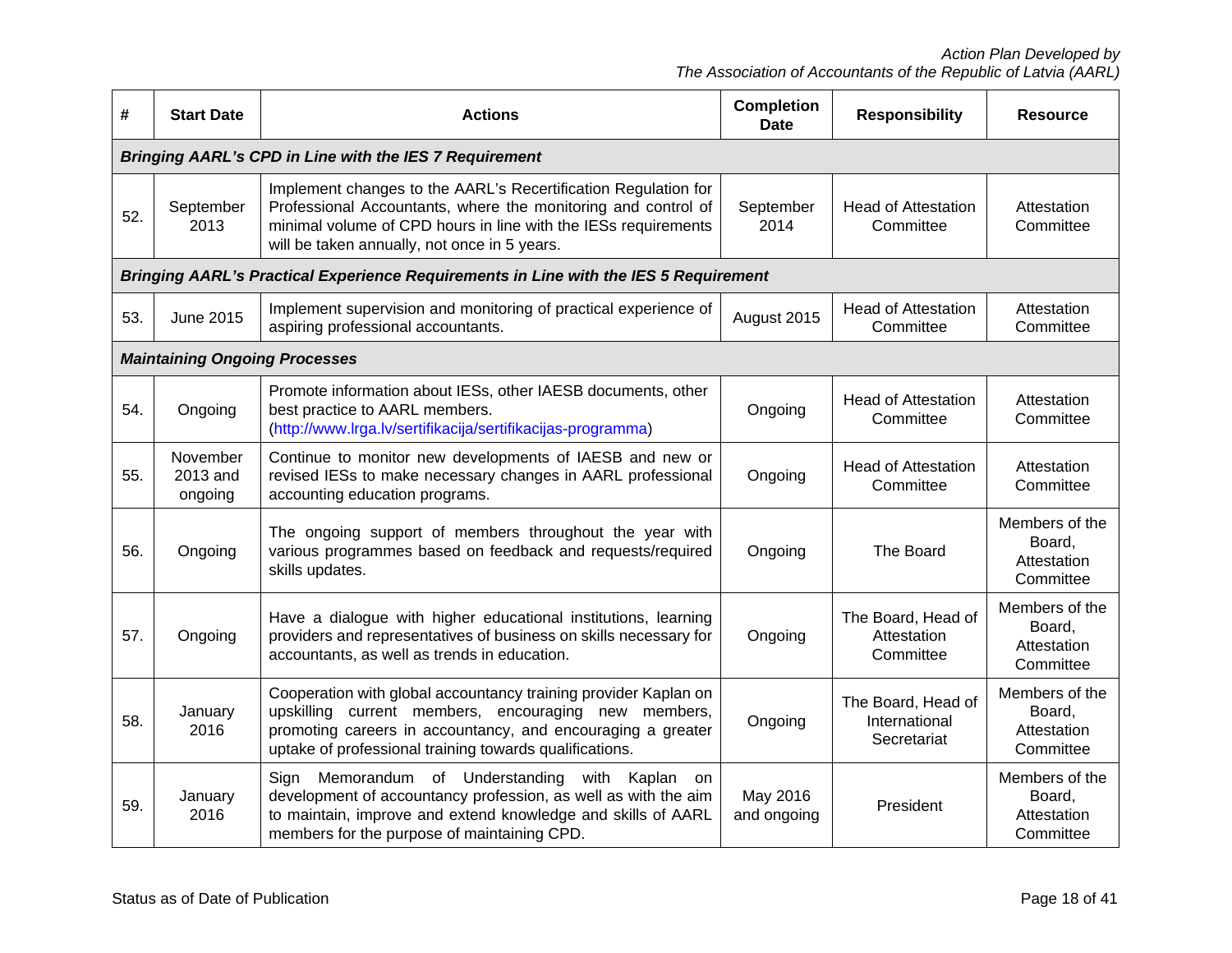| # | Start Date | Actions | Completion Date | Responsibility | Resource |
|---|---|---|---|---|---|
| ***Bringing AARL's CPD in Line with the IES 7 Requirement*** | | | | | |
| 52. | September 2013 | Implement changes to the AARL's Recertification Regulation for Professional Accountants, where the monitoring and control of minimal volume of CPD hours in line with the IESs requirements will be taken annually, not once in 5 years. | September 2014 | Head of Attestation Committee | Attestation Committee |
| ***Bringing AARL's Practical Experience Requirements in Line with the IES 5 Requirement*** | | | | | |
| 53. | June 2015 | Implement supervision and monitoring of practical experience of aspiring professional accountants. | August 2015 | Head of Attestation Committee | Attestation Committee |
| ***Maintaining Ongoing Processes*** | | | | | |
| 54. | Ongoing | Promote information about IESs, other IAESB documents, other best practice to AARL members. (http://www.lrga.lv/sertifikacija/sertifikacijas-programma) | Ongoing | Head of Attestation Committee | Attestation Committee |
| 55. | November 2013 and ongoing | Continue to monitor new developments of IAESB and new or revised IESs to make necessary changes in AARL professional accounting education programs. | Ongoing | Head of Attestation Committee | Attestation Committee |
| 56. | Ongoing | The ongoing support of members throughout the year with various programmes based on feedback and requests/required skills updates. | Ongoing | The Board | Members of the Board, Attestation Committee |
| 57. | Ongoing | Have a dialogue with higher educational institutions, learning providers and representatives of business on skills necessary for accountants, as well as trends in education. | Ongoing | The Board, Head of Attestation Committee | Members of the Board, Attestation Committee |
| 58. | January 2016 | Cooperation with global accountancy training provider Kaplan on upskilling current members, encouraging new members, promoting careers in accountancy, and encouraging a greater uptake of professional training towards qualifications. | Ongoing | The Board, Head of International Secretariat | Members of the Board, Attestation Committee |
| 59. | January 2016 | Sign Memorandum of Understanding with Kaplan on development of accountancy profession, as well as with the aim to maintain, improve and extend knowledge and skills of AARL members for the purpose of maintaining CPD. | May 2016 and ongoing | President | Members of the Board, Attestation Committee |

Status as of Date of Publication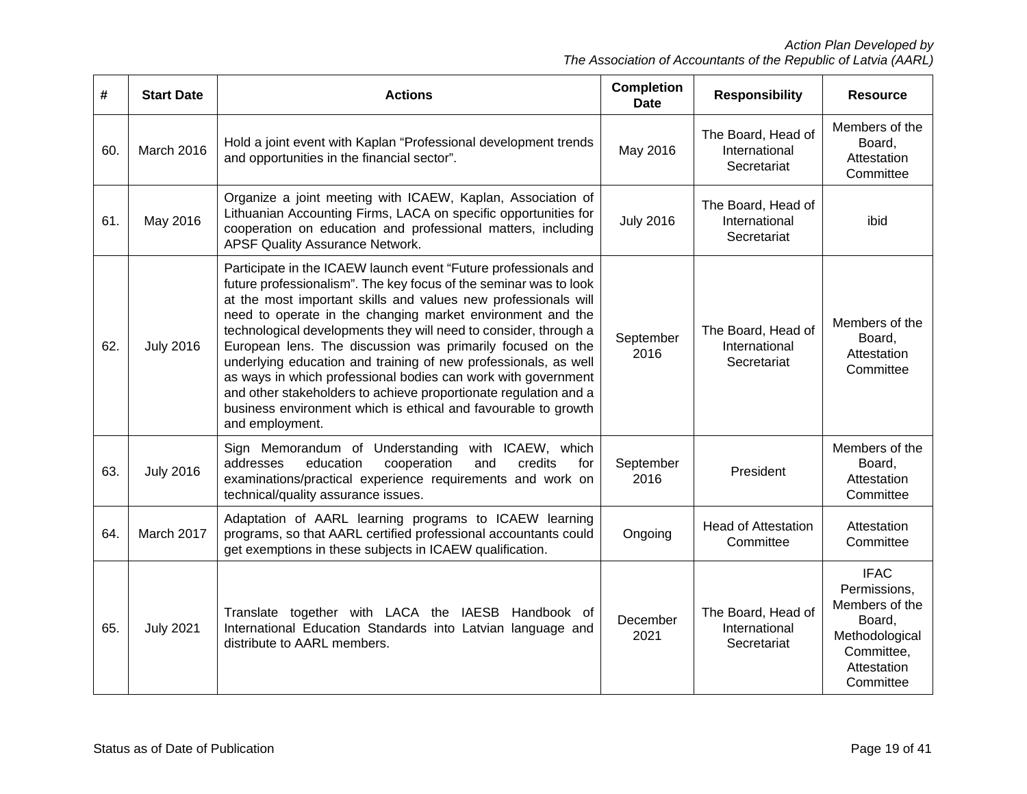| # | Start Date | Actions | Completion Date | Responsibility | Resource |
|---|---|---|---|---|---|
| 60. | March 2016 | Hold a joint event with Kaplan "Professional development trends and opportunities in the financial sector". | May 2016 | The Board, Head of International Secretariat | Members of the Board, Attestation Committee |
| 61. | May 2016 | Organize a joint meeting with ICAEW, Kaplan, Association of Lithuanian Accounting Firms, LACA on specific opportunities for cooperation on education and professional matters, including APSF Quality Assurance Network. | July 2016 | The Board, Head of International Secretariat | ibid |
| 62. | July 2016 | Participate in the ICAEW launch event "Future professionals and future professionalism". The key focus of the seminar was to look at the most important skills and values new professionals will need to operate in the changing market environment and the technological developments they will need to consider, through a European lens. The discussion was primarily focused on the underlying education and training of new professionals, as well as ways in which professional bodies can work with government and other stakeholders to achieve proportionate regulation and a business environment which is ethical and favourable to growth and employment. | September 2016 | The Board, Head of International Secretariat | Members of the Board, Attestation Committee |
| 63. | July 2016 | Sign Memorandum of Understanding with ICAEW, which addresses education cooperation and credits for examinations/practical experience requirements and work on technical/quality assurance issues. | September 2016 | President | Members of the Board, Attestation Committee |
| 64. | March 2017 | Adaptation of AARL learning programs to ICAEW learning programs, so that AARL certified professional accountants could get exemptions in these subjects in ICAEW qualification. | Ongoing | Head of Attestation Committee | Attestation Committee |
| 65. | July 2021 | Translate together with LACA the IAESB Handbook of International Education Standards into Latvian language and distribute to AARL members. | December 2021 | The Board, Head of International Secretariat | IFAC Permissions, Members of the Board, Methodological Committee, Attestation Committee |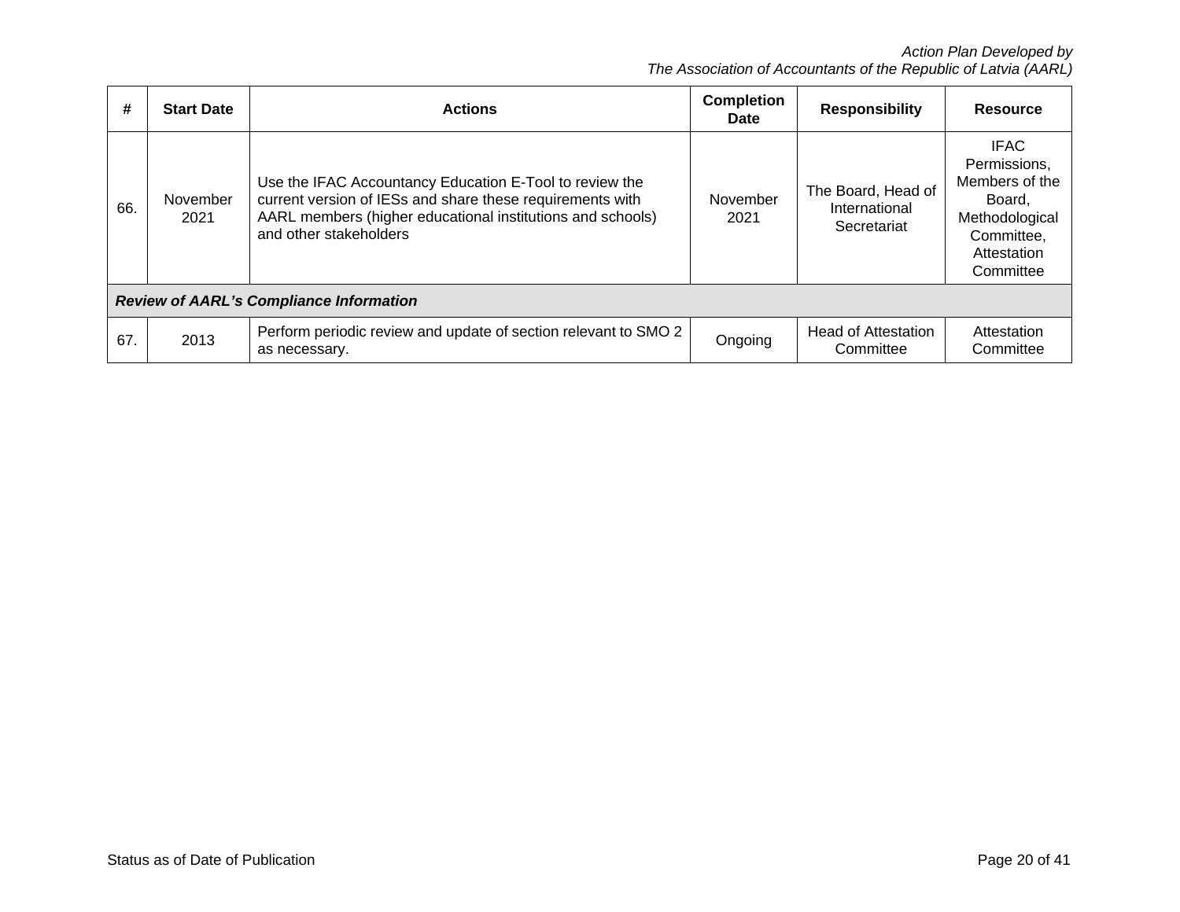| # | Start Date | Actions | Completion Date | Responsibility | Resource |
|---|---|---|---|---|---|
| 66. | November 2021 | Use the IFAC Accountancy Education E-Tool to review the current version of IESs and share these requirements with AARL members (higher educational institutions and schools) and other stakeholders | November 2021 | The Board, Head of International Secretariat | IFAC Permissions, Members of the Board, Methodological Committee, Attestation Committee |
| ***Review of AARL's Compliance Information*** | | | | | |
| 67. | 2013 | Perform periodic review and update of section relevant to SMO 2 as necessary. | Ongoing | Head of Attestation Committee | Attestation Committee |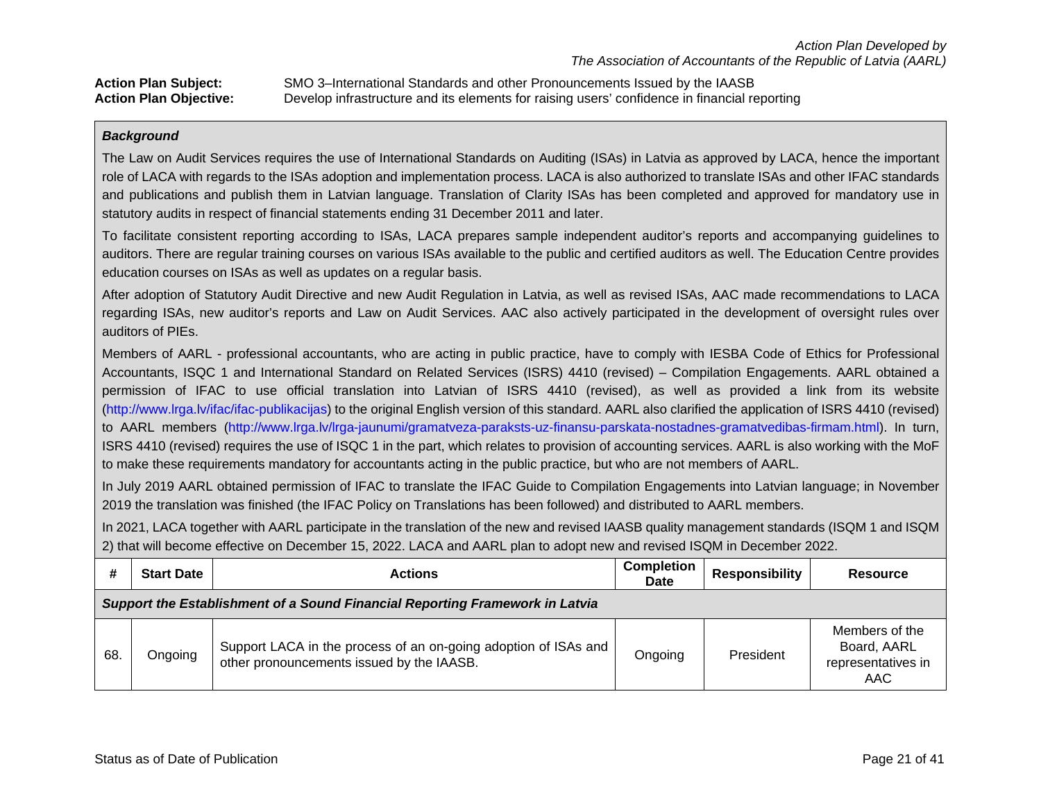*Action Plan Developed by*
*The Association of Accountants of the Republic of Latvia (AARL)*

**Action Plan Subject:** SMO 3–International Standards and other Pronouncements Issued by the IAASB
**Action Plan Objective:** Develop infrastructure and its elements for raising users' confidence in financial reporting

***Background***

The Law on Audit Services requires the use of International Standards on Auditing (ISAs) in Latvia as approved by LACA, hence the important role of LACA with regards to the ISAs adoption and implementation process. LACA is also authorized to translate ISAs and other IFAC standards and publications and publish them in Latvian language. Translation of Clarity ISAs has been completed and approved for mandatory use in statutory audits in respect of financial statements ending 31 December 2011 and later.

To facilitate consistent reporting according to ISAs, LACA prepares sample independent auditor's reports and accompanying guidelines to auditors. There are regular training courses on various ISAs available to the public and certified auditors as well. The Education Centre provides education courses on ISAs as well as updates on a regular basis.

After adoption of Statutory Audit Directive and new Audit Regulation in Latvia, as well as revised ISAs, AAC made recommendations to LACA regarding ISAs, new auditor's reports and Law on Audit Services. AAC also actively participated in the development of oversight rules over auditors of PIEs.

Members of AARL - professional accountants, who are acting in public practice, have to comply with IESBA Code of Ethics for Professional Accountants, ISQC 1 and International Standard on Related Services (ISRS) 4410 (revised) – Compilation Engagements. AARL obtained a permission of IFAC to use official translation into Latvian of ISRS 4410 (revised), as well as provided a link from its website (http://www.lrga.lv/ifac/ifac-publikacijas) to the original English version of this standard. AARL also clarified the application of ISRS 4410 (revised) to AARL members (http://www.lrga.lv/lrga-jaunumi/gramatveza-paraksts-uz-finansu-parskata-nostadnes-gramatvedibas-firmam.html). In turn, ISRS 4410 (revised) requires the use of ISQC 1 in the part, which relates to provision of accounting services. AARL is also working with the MoF to make these requirements mandatory for accountants acting in the public practice, but who are not members of AARL.

In July 2019 AARL obtained permission of IFAC to translate the IFAC Guide to Compilation Engagements into Latvian language; in November 2019 the translation was finished (the IFAC Policy on Translations has been followed) and distributed to AARL members.

In 2021, LACA together with AARL participate in the translation of the new and revised IAASB quality management standards (ISQM 1 and ISQM 2) that will become effective on December 15, 2022. LACA and AARL plan to adopt new and revised ISQM in December 2022.

| # | Start Date | Actions | Completion Date | Responsibility | Resource |
|---|---|---|---|---|---|
| ***Support the Establishment of a Sound Financial Reporting Framework in Latvia*** | | | | | |
| 68. | Ongoing | Support LACA in the process of an on-going adoption of ISAs and other pronouncements issued by the IAASB. | Ongoing | President | Members of the Board, AARL representatives in AAC |

Status as of Date of Publication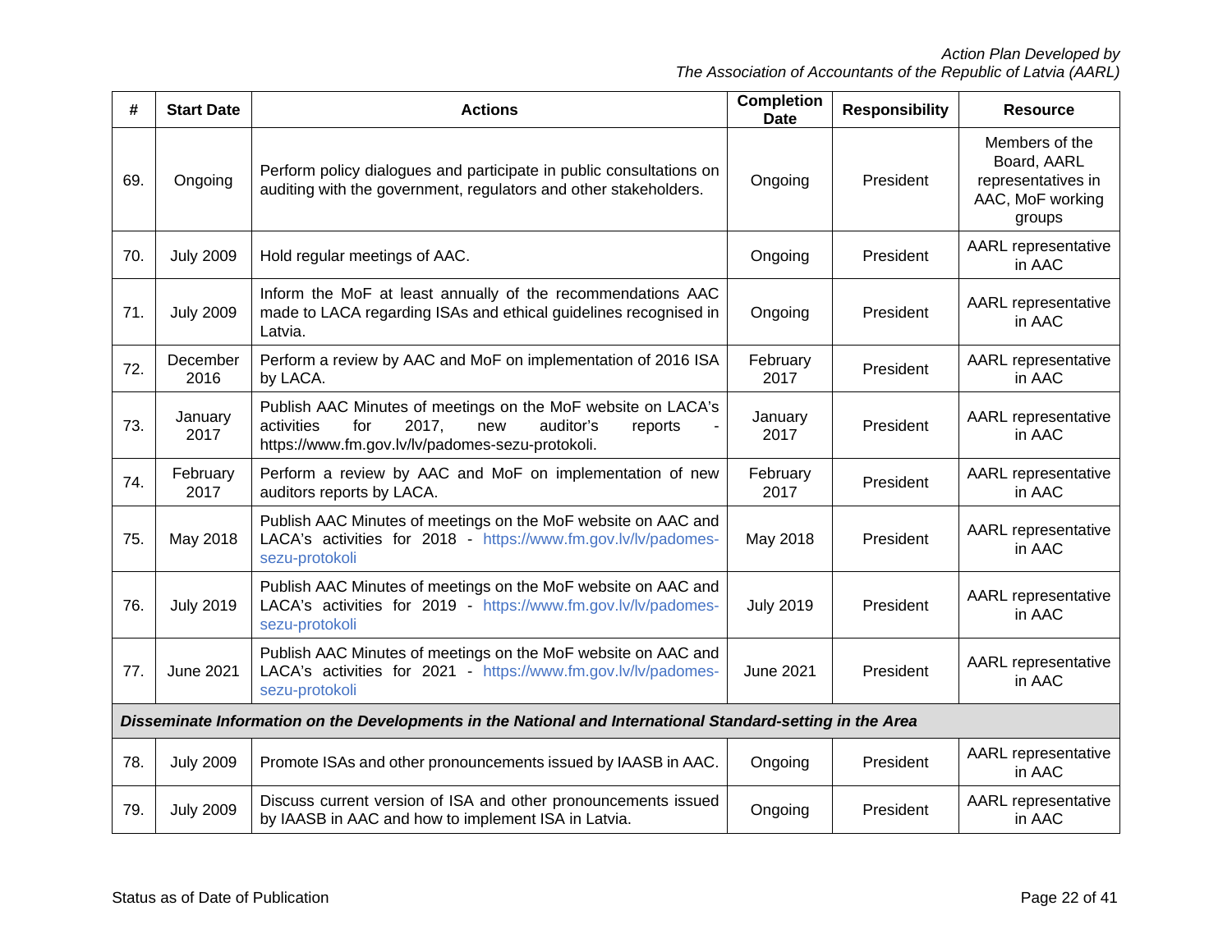| # | Start Date | Actions | Completion Date | Responsibility | Resource |
|---|---|---|---|---|---|
| 69. | Ongoing | Perform policy dialogues and participate in public consultations on auditing with the government, regulators and other stakeholders. | Ongoing | President | Members of the Board, AARL representatives in AAC, MoF working groups |
| 70. | July 2009 | Hold regular meetings of AAC. | Ongoing | President | AARL representative in AAC |
| 71. | July 2009 | Inform the MoF at least annually of the recommendations AAC made to LACA regarding ISAs and ethical guidelines recognised in Latvia. | Ongoing | President | AARL representative in AAC |
| 72. | December 2016 | Perform a review by AAC and MoF on implementation of 2016 ISA by LACA. | February 2017 | President | AARL representative in AAC |
| 73. | January 2017 | Publish AAC Minutes of meetings on the MoF website on LACA's activities for 2017, new auditor's reports - https://www.fm.gov.lv/lv/padomes-sezu-protokoli. | January 2017 | President | AARL representative in AAC |
| 74. | February 2017 | Perform a review by AAC and MoF on implementation of new auditors reports by LACA. | February 2017 | President | AARL representative in AAC |
| 75. | May 2018 | Publish AAC Minutes of meetings on the MoF website on AAC and LACA's activities for 2018 - https://www.fm.gov.lv/lv/padomes-sezu-protokoli | May 2018 | President | AARL representative in AAC |
| 76. | July 2019 | Publish AAC Minutes of meetings on the MoF website on AAC and LACA's activities for 2019 - https://www.fm.gov.lv/lv/padomes-sezu-protokoli | July 2019 | President | AARL representative in AAC |
| 77. | June 2021 | Publish AAC Minutes of meetings on the MoF website on AAC and LACA's activities for 2021 - https://www.fm.gov.lv/lv/padomes-sezu-protokoli | June 2021 | President | AARL representative in AAC |
| ***Disseminate Information on the Developments in the National and International Standard-setting in the Area*** | | | | | |
| 78. | July 2009 | Promote ISAs and other pronouncements issued by IAASB in AAC. | Ongoing | President | AARL representative in AAC |
| 79. | July 2009 | Discuss current version of ISA and other pronouncements issued by IAASB in AAC and how to implement ISA in Latvia. | Ongoing | President | AARL representative in AAC |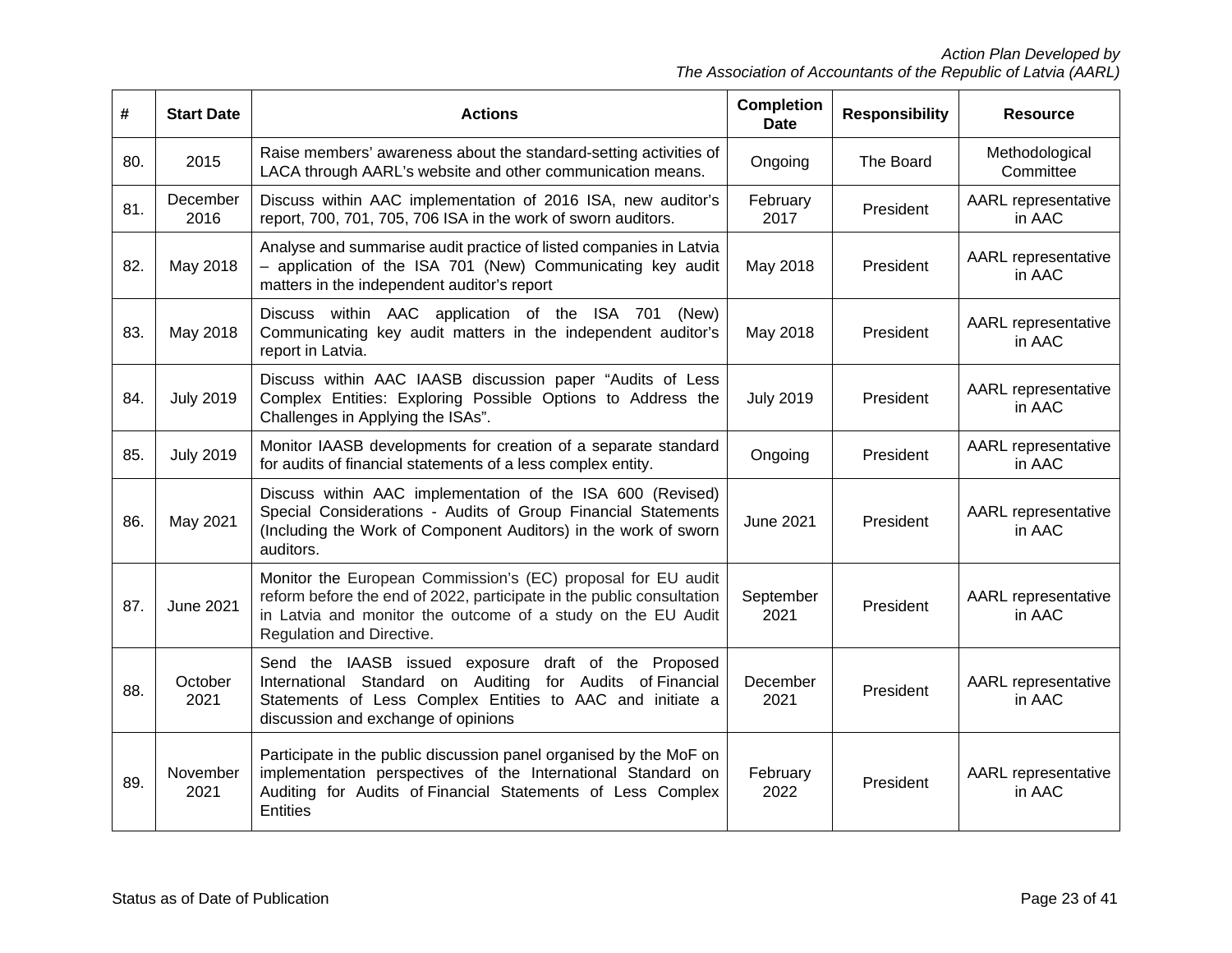| # | Start Date | Actions | Completion Date | Responsibility | Resource |
|---|---|---|---|---|---|
| 80. | 2015 | Raise members' awareness about the standard-setting activities of LACA through AARL's website and other communication means. | Ongoing | The Board | Methodological Committee |
| 81. | December 2016 | Discuss within AAC implementation of 2016 ISA, new auditor's report, 700, 701, 705, 706 ISA in the work of sworn auditors. | February 2017 | President | AARL representative in AAC |
| 82. | May 2018 | Analyse and summarise audit practice of listed companies in Latvia – application of the ISA 701 (New) Communicating key audit matters in the independent auditor's report | May 2018 | President | AARL representative in AAC |
| 83. | May 2018 | Discuss within AAC application of the ISA 701 (New) Communicating key audit matters in the independent auditor's report in Latvia. | May 2018 | President | AARL representative in AAC |
| 84. | July 2019 | Discuss within AAC IAASB discussion paper "Audits of Less Complex Entities: Exploring Possible Options to Address the Challenges in Applying the ISAs". | July 2019 | President | AARL representative in AAC |
| 85. | July 2019 | Monitor IAASB developments for creation of a separate standard for audits of financial statements of a less complex entity. | Ongoing | President | AARL representative in AAC |
| 86. | May 2021 | Discuss within AAC implementation of the ISA 600 (Revised) Special Considerations - Audits of Group Financial Statements (Including the Work of Component Auditors) in the work of sworn auditors. | June 2021 | President | AARL representative in AAC |
| 87. | June 2021 | Monitor the European Commission's (EC) proposal for EU audit reform before the end of 2022, participate in the public consultation in Latvia and monitor the outcome of a study on the EU Audit Regulation and Directive. | September 2021 | President | AARL representative in AAC |
| 88. | October 2021 | Send the IAASB issued exposure draft of the Proposed International Standard on Auditing for Audits of Financial Statements of Less Complex Entities to AAC and initiate a discussion and exchange of opinions | December 2021 | President | AARL representative in AAC |
| 89. | November 2021 | Participate in the public discussion panel organised by the MoF on implementation perspectives of the International Standard on Auditing for Audits of Financial Statements of Less Complex Entities | February 2022 | President | AARL representative in AAC |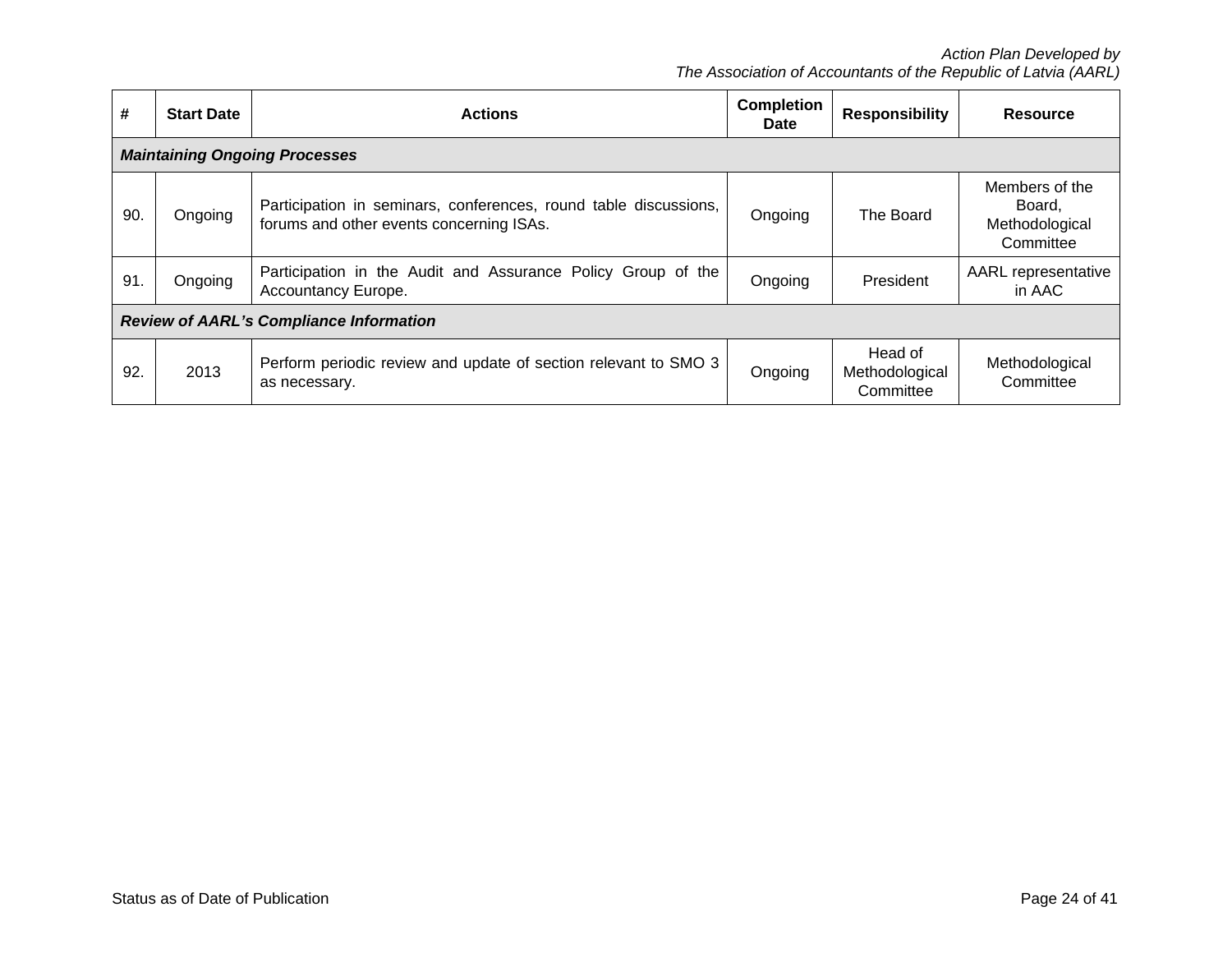| # | Start Date | Actions | Completion Date | Responsibility | Resource |
|---|---|---|---|---|---|
| ***Maintaining Ongoing Processes*** | | | | | |
| 90. | Ongoing | Participation in seminars, conferences, round table discussions, forums and other events concerning ISAs. | Ongoing | The Board | Members of the Board, Methodological Committee |
| 91. | Ongoing | Participation in the Audit and Assurance Policy Group of the Accountancy Europe. | Ongoing | President | AARL representative in AAC |
| ***Review of AARL's Compliance Information*** | | | | | |
| 92. | 2013 | Perform periodic review and update of section relevant to SMO 3 as necessary. | Ongoing | Head of Methodological Committee | Methodological Committee |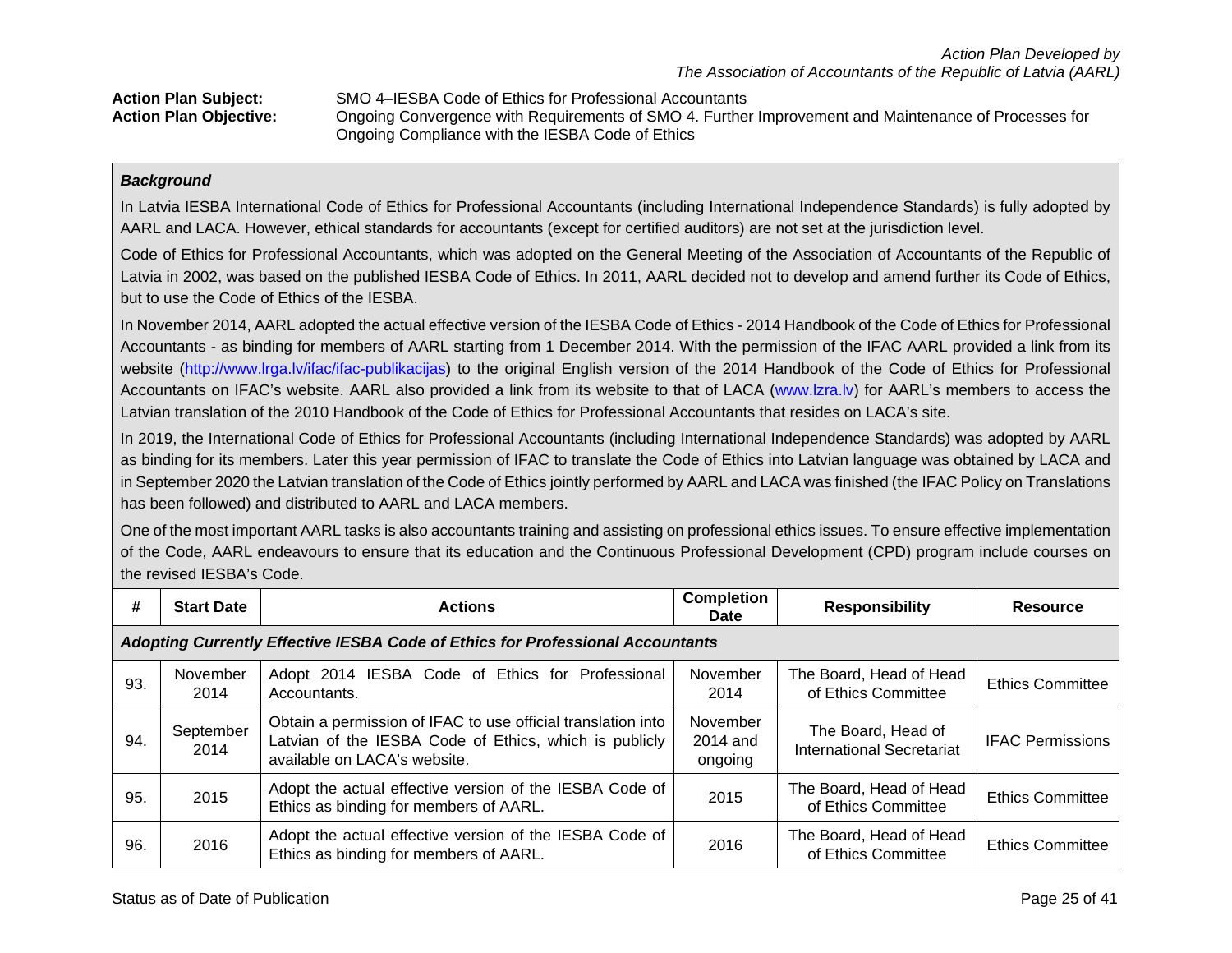*Action Plan Developed by*
*The Association of Accountants of the Republic of Latvia (AARL)*

**Action Plan Subject:** SMO 4–IESBA Code of Ethics for Professional Accountants

**Action Plan Objective:** Ongoing Convergence with Requirements of SMO 4. Further Improvement and Maintenance of Processes for Ongoing Compliance with the IESBA Code of Ethics

***Background***

In Latvia IESBA International Code of Ethics for Professional Accountants (including International Independence Standards) is fully adopted by AARL and LACA. However, ethical standards for accountants (except for certified auditors) are not set at the jurisdiction level.

Code of Ethics for Professional Accountants, which was adopted on the General Meeting of the Association of Accountants of the Republic of Latvia in 2002, was based on the published IESBA Code of Ethics. In 2011, AARL decided not to develop and amend further its Code of Ethics, but to use the Code of Ethics of the IESBA.

In November 2014, AARL adopted the actual effective version of the IESBA Code of Ethics - 2014 Handbook of the Code of Ethics for Professional Accountants - as binding for members of AARL starting from 1 December 2014. With the permission of the IFAC AARL provided a link from its website (http://www.lrga.lv/ifac/ifac-publikacijas) to the original English version of the 2014 Handbook of the Code of Ethics for Professional Accountants on IFAC's website. AARL also provided a link from its website to that of LACA (www.lzra.lv) for AARL's members to access the Latvian translation of the 2010 Handbook of the Code of Ethics for Professional Accountants that resides on LACA's site.

In 2019, the International Code of Ethics for Professional Accountants (including International Independence Standards) was adopted by AARL as binding for its members. Later this year permission of IFAC to translate the Code of Ethics into Latvian language was obtained by LACA and in September 2020 the Latvian translation of the Code of Ethics jointly performed by AARL and LACA was finished (the IFAC Policy on Translations has been followed) and distributed to AARL and LACA members.

One of the most important AARL tasks is also accountants training and assisting on professional ethics issues. To ensure effective implementation of the Code, AARL endeavours to ensure that its education and the Continuous Professional Development (CPD) program include courses on the revised IESBA's Code.

| # | Start Date | Actions | Completion Date | Responsibility | Resource |
|---|---|---|---|---|---|
| ***Adopting Currently Effective IESBA Code of Ethics for Professional Accountants*** | | | | | |
| 93. | November 2014 | Adopt 2014 IESBA Code of Ethics for Professional Accountants. | November 2014 | The Board, Head of Head of Ethics Committee | Ethics Committee |
| 94. | September 2014 | Obtain a permission of IFAC to use official translation into Latvian of the IESBA Code of Ethics, which is publicly available on LACA's website. | November 2014 and ongoing | The Board, Head of International Secretariat | IFAC Permissions |
| 95. | 2015 | Adopt the actual effective version of the IESBA Code of Ethics as binding for members of AARL. | 2015 | The Board, Head of Head of Ethics Committee | Ethics Committee |
| 96. | 2016 | Adopt the actual effective version of the IESBA Code of Ethics as binding for members of AARL. | 2016 | The Board, Head of Head of Ethics Committee | Ethics Committee |

Status as of Date of Publication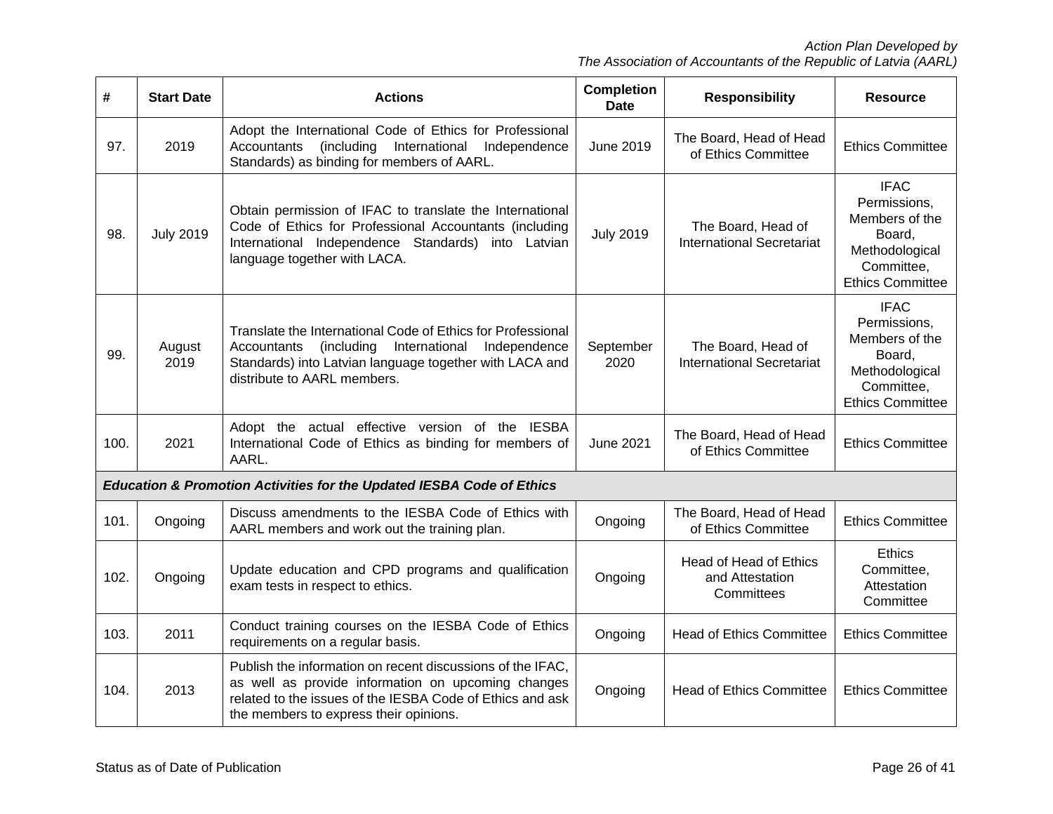| # | Start Date | Actions | Completion Date | Responsibility | Resource |
|---|---|---|---|---|---|
| 97. | 2019 | Adopt the International Code of Ethics for Professional Accountants (including International Independence Standards) as binding for members of AARL. | June 2019 | The Board, Head of Head of Ethics Committee | Ethics Committee |
| 98. | July 2019 | Obtain permission of IFAC to translate the International Code of Ethics for Professional Accountants (including International Independence Standards) into Latvian language together with LACA. | July 2019 | The Board, Head of International Secretariat | IFAC Permissions, Members of the Board, Methodological Committee, Ethics Committee |
| 99. | August 2019 | Translate the International Code of Ethics for Professional Accountants (including International Independence Standards) into Latvian language together with LACA and distribute to AARL members. | September 2020 | The Board, Head of International Secretariat | IFAC Permissions, Members of the Board, Methodological Committee, Ethics Committee |
| 100. | 2021 | Adopt the actual effective version of the IESBA International Code of Ethics as binding for members of AARL. | June 2021 | The Board, Head of Head of Ethics Committee | Ethics Committee |
| ***Education & Promotion Activities for the Updated IESBA Code of Ethics*** | | | | | |
| 101. | Ongoing | Discuss amendments to the IESBA Code of Ethics with AARL members and work out the training plan. | Ongoing | The Board, Head of Head of Ethics Committee | Ethics Committee |
| 102. | Ongoing | Update education and CPD programs and qualification exam tests in respect to ethics. | Ongoing | Head of Head of Ethics and Attestation Committees | Ethics Committee, Attestation Committee |
| 103. | 2011 | Conduct training courses on the IESBA Code of Ethics requirements on a regular basis. | Ongoing | Head of Ethics Committee | Ethics Committee |
| 104. | 2013 | Publish the information on recent discussions of the IFAC, as well as provide information on upcoming changes related to the issues of the IESBA Code of Ethics and ask the members to express their opinions. | Ongoing | Head of Ethics Committee | Ethics Committee |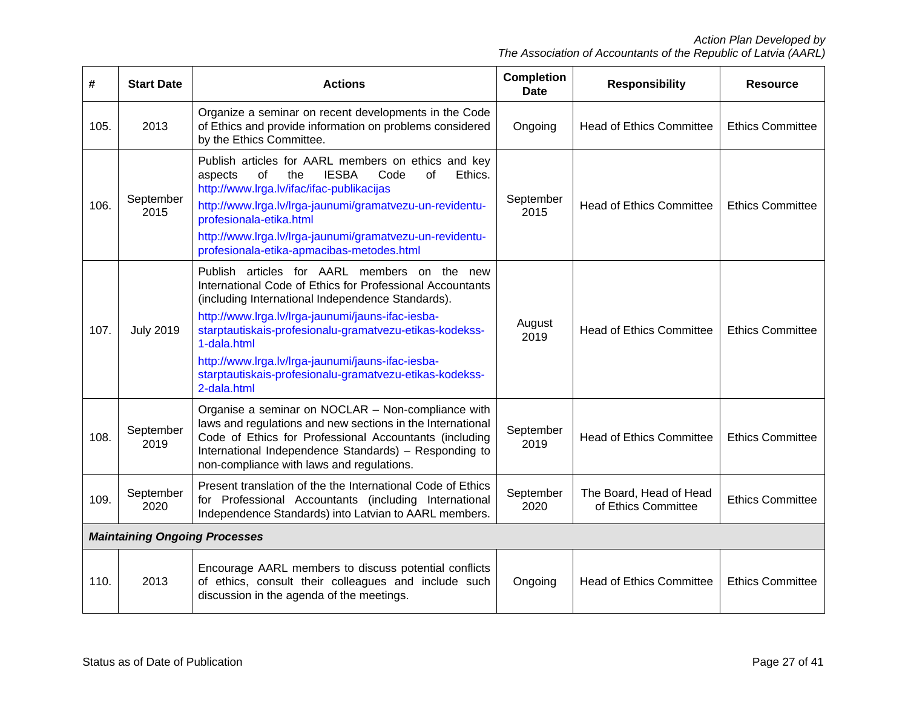| # | Start Date | Actions | Completion Date | Responsibility | Resource |
|---|---|---|---|---|---|
| 105. | 2013 | Organize a seminar on recent developments in the Code of Ethics and provide information on problems considered by the Ethics Committee. | Ongoing | Head of Ethics Committee | Ethics Committee |
| 106. | September 2015 | Publish articles for AARL members on ethics and key aspects of the IESBA Code of Ethics. http://www.lrga.lv/ifac/ifac-publikacijas http://www.lrga.lv/lrga-jaunumi/gramatvezu-un-revidentu-profesionala-etika.html http://www.lrga.lv/lrga-jaunumi/gramatvezu-un-revidentu-profesionala-etika-apmacibas-metodes.html | September 2015 | Head of Ethics Committee | Ethics Committee |
| 107. | July 2019 | Publish articles for AARL members on the new International Code of Ethics for Professional Accountants (including International Independence Standards). http://www.lrga.lv/lrga-jaunumi/jauns-ifac-iesba-starptautiskais-profesionalu-gramatvezu-etikas-kodekss-1-dala.html http://www.lrga.lv/lrga-jaunumi/jauns-ifac-iesba-starptautiskais-profesionalu-gramatvezu-etikas-kodekss-2-dala.html | August 2019 | Head of Ethics Committee | Ethics Committee |
| 108. | September 2019 | Organise a seminar on NOCLAR – Non-compliance with laws and regulations and new sections in the International Code of Ethics for Professional Accountants (including International Independence Standards) – Responding to non-compliance with laws and regulations. | September 2019 | Head of Ethics Committee | Ethics Committee |
| 109. | September 2020 | Present translation of the the International Code of Ethics for Professional Accountants (including International Independence Standards) into Latvian to AARL members. | September 2020 | The Board, Head of Head of Ethics Committee | Ethics Committee |
| ***Maintaining Ongoing Processes*** | | | | | |
| 110. | 2013 | Encourage AARL members to discuss potential conflicts of ethics, consult their colleagues and include such discussion in the agenda of the meetings. | Ongoing | Head of Ethics Committee | Ethics Committee |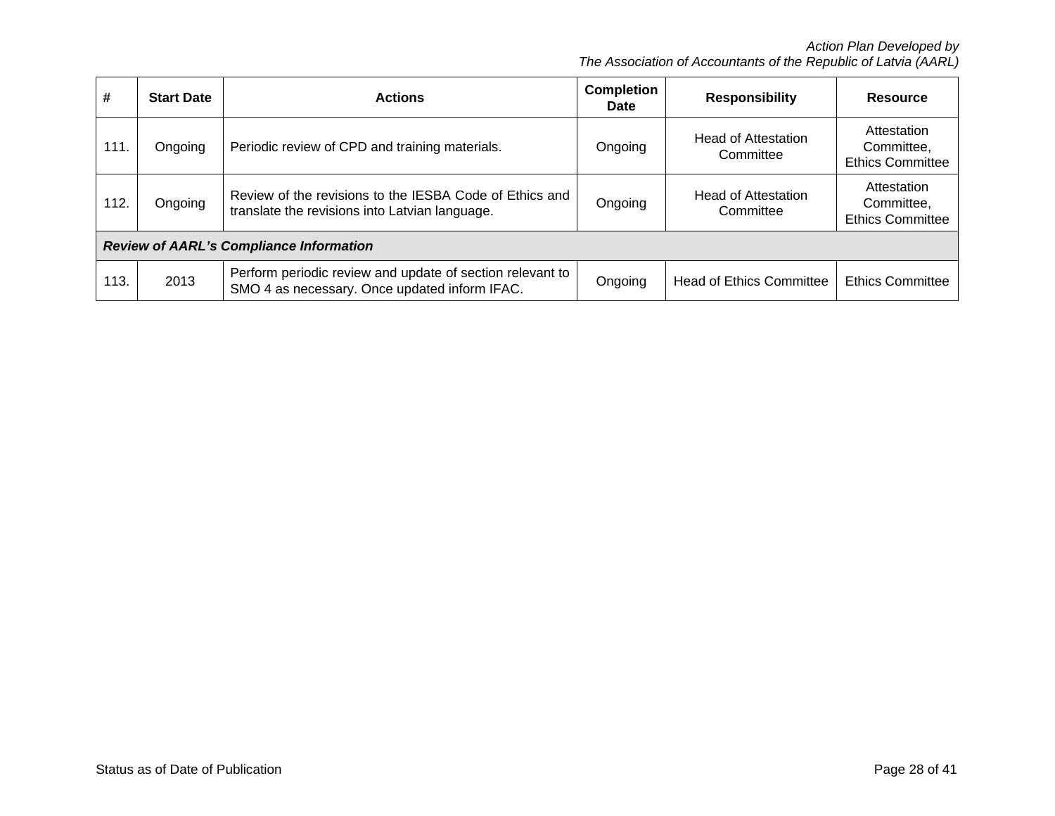| # | Start Date | Actions | Completion Date | Responsibility | Resource |
|---|---|---|---|---|---|
| 111. | Ongoing | Periodic review of CPD and training materials. | Ongoing | Head of Attestation Committee | Attestation Committee, Ethics Committee |
| 112. | Ongoing | Review of the revisions to the IESBA Code of Ethics and translate the revisions into Latvian language. | Ongoing | Head of Attestation Committee | Attestation Committee, Ethics Committee |
| ***Review of AARL's Compliance Information*** | | | | | |
| 113. | 2013 | Perform periodic review and update of section relevant to SMO 4 as necessary. Once updated inform IFAC. | Ongoing | Head of Ethics Committee | Ethics Committee |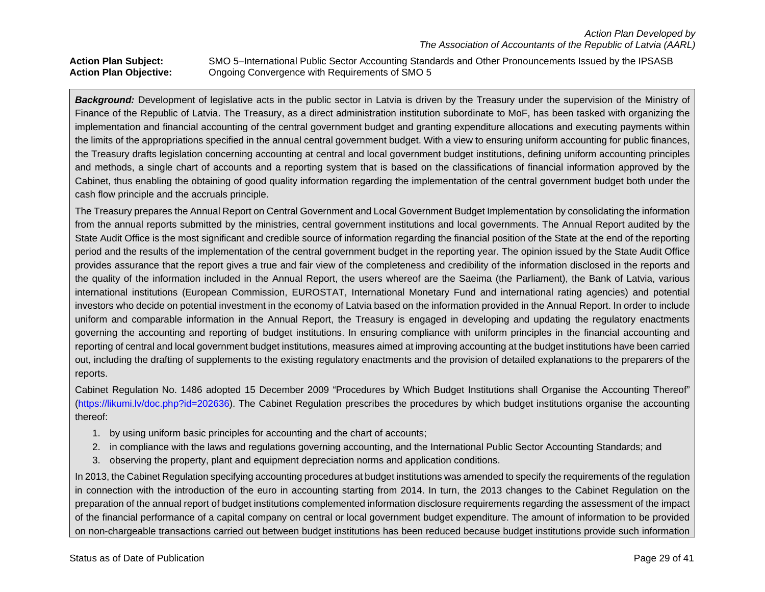**Action Plan Subject:** SMO 5–International Public Sector Accounting Standards and Other Pronouncements Issued by the IPSASB
**Action Plan Objective:** Ongoing Convergence with Requirements of SMO 5

***Background:*** Development of legislative acts in the public sector in Latvia is driven by the Treasury under the supervision of the Ministry of Finance of the Republic of Latvia. The Treasury, as a direct administration institution subordinate to MoF, has been tasked with organizing the implementation and financial accounting of the central government budget and granting expenditure allocations and executing payments within the limits of the appropriations specified in the annual central government budget. With a view to ensuring uniform accounting for public finances, the Treasury drafts legislation concerning accounting at central and local government budget institutions, defining uniform accounting principles and methods, a single chart of accounts and a reporting system that is based on the classifications of financial information approved by the Cabinet, thus enabling the obtaining of good quality information regarding the implementation of the central government budget both under the cash flow principle and the accruals principle.

The Treasury prepares the Annual Report on Central Government and Local Government Budget Implementation by consolidating the information from the annual reports submitted by the ministries, central government institutions and local governments. The Annual Report audited by the State Audit Office is the most significant and credible source of information regarding the financial position of the State at the end of the reporting period and the results of the implementation of the central government budget in the reporting year. The opinion issued by the State Audit Office provides assurance that the report gives a true and fair view of the completeness and credibility of the information disclosed in the reports and the quality of the information included in the Annual Report, the users whereof are the Saeima (the Parliament), the Bank of Latvia, various international institutions (European Commission, EUROSTAT, International Monetary Fund and international rating agencies) and potential investors who decide on potential investment in the economy of Latvia based on the information provided in the Annual Report. In order to include uniform and comparable information in the Annual Report, the Treasury is engaged in developing and updating the regulatory enactments governing the accounting and reporting of budget institutions. In ensuring compliance with uniform principles in the financial accounting and reporting of central and local government budget institutions, measures aimed at improving accounting at the budget institutions have been carried out, including the drafting of supplements to the existing regulatory enactments and the provision of detailed explanations to the preparers of the reports.

Cabinet Regulation No. 1486 adopted 15 December 2009 "Procedures by Which Budget Institutions shall Organise the Accounting Thereof" (https://likumi.lv/doc.php?id=202636). The Cabinet Regulation prescribes the procedures by which budget institutions organise the accounting thereof:

1. by using uniform basic principles for accounting and the chart of accounts;
2. in compliance with the laws and regulations governing accounting, and the International Public Sector Accounting Standards; and
3. observing the property, plant and equipment depreciation norms and application conditions.

In 2013, the Cabinet Regulation specifying accounting procedures at budget institutions was amended to specify the requirements of the regulation in connection with the introduction of the euro in accounting starting from 2014. In turn, the 2013 changes to the Cabinet Regulation on the preparation of the annual report of budget institutions complemented information disclosure requirements regarding the assessment of the impact of the financial performance of a capital company on central or local government budget expenditure. The amount of information to be provided on non-chargeable transactions carried out between budget institutions has been reduced because budget institutions provide such information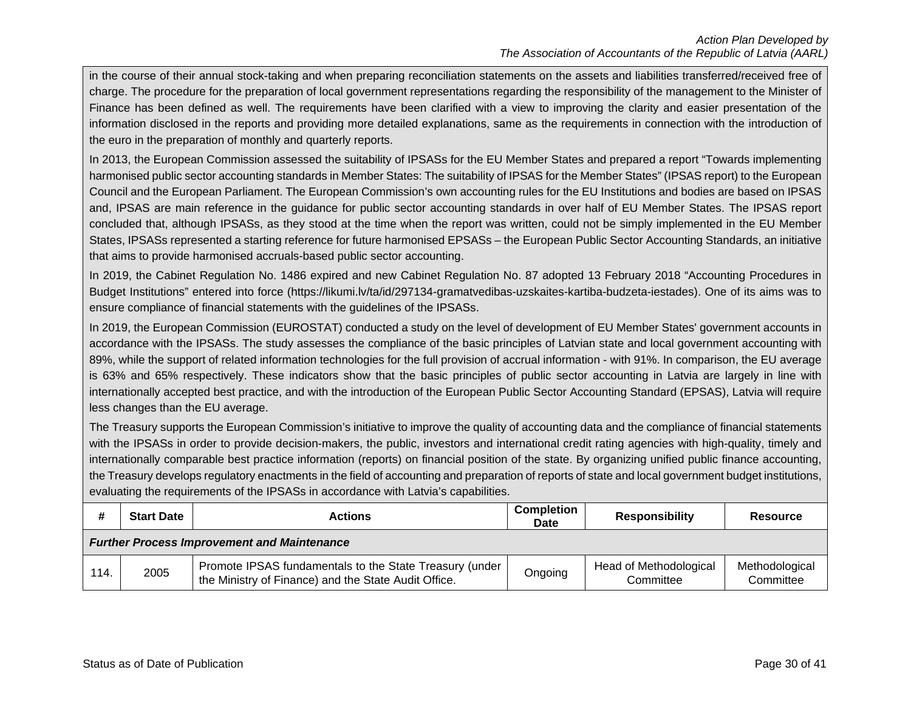in the course of their annual stock-taking and when preparing reconciliation statements on the assets and liabilities transferred/received free of charge. The procedure for the preparation of local government representations regarding the responsibility of the management to the Minister of Finance has been defined as well. The requirements have been clarified with a view to improving the clarity and easier presentation of the information disclosed in the reports and providing more detailed explanations, same as the requirements in connection with the introduction of the euro in the preparation of monthly and quarterly reports.

In 2013, the European Commission assessed the suitability of IPSASs for the EU Member States and prepared a report "Towards implementing harmonised public sector accounting standards in Member States: The suitability of IPSAS for the Member States" (IPSAS report) to the European Council and the European Parliament. The European Commission's own accounting rules for the EU Institutions and bodies are based on IPSAS and, IPSAS are main reference in the guidance for public sector accounting standards in over half of EU Member States. The IPSAS report concluded that, although IPSASs, as they stood at the time when the report was written, could not be simply implemented in the EU Member States, IPSASs represented a starting reference for future harmonised EPSASs – the European Public Sector Accounting Standards, an initiative that aims to provide harmonised accruals-based public sector accounting.

In 2019, the Cabinet Regulation No. 1486 expired and new Cabinet Regulation No. 87 adopted 13 February 2018 "Accounting Procedures in Budget Institutions" entered into force (https://likumi.lv/ta/id/297134-gramatvedibas-uzskaites-kartiba-budzeta-iestades). One of its aims was to ensure compliance of financial statements with the guidelines of the IPSASs.

In 2019, the European Commission (EUROSTAT) conducted a study on the level of development of EU Member States' government accounts in accordance with the IPSASs. The study assesses the compliance of the basic principles of Latvian state and local government accounting with 89%, while the support of related information technologies for the full provision of accrual information - with 91%. In comparison, the EU average is 63% and 65% respectively. These indicators show that the basic principles of public sector accounting in Latvia are largely in line with internationally accepted best practice, and with the introduction of the European Public Sector Accounting Standard (EPSAS), Latvia will require less changes than the EU average.

The Treasury supports the European Commission's initiative to improve the quality of accounting data and the compliance of financial statements with the IPSASs in order to provide decision-makers, the public, investors and international credit rating agencies with high-quality, timely and internationally comparable best practice information (reports) on financial position of the state. By organizing unified public finance accounting, the Treasury develops regulatory enactments in the field of accounting and preparation of reports of state and local government budget institutions, evaluating the requirements of the IPSASs in accordance with Latvia's capabilities.

| # | Start Date | Actions | Completion Date | Responsibility | Resource |
|---|---|---|---|---|---|
| ***Further Process Improvement and Maintenance*** | | | | | |
| 114. | 2005 | Promote IPSAS fundamentals to the State Treasury (under the Ministry of Finance) and the State Audit Office. | Ongoing | Head of Methodological Committee | Methodological Committee |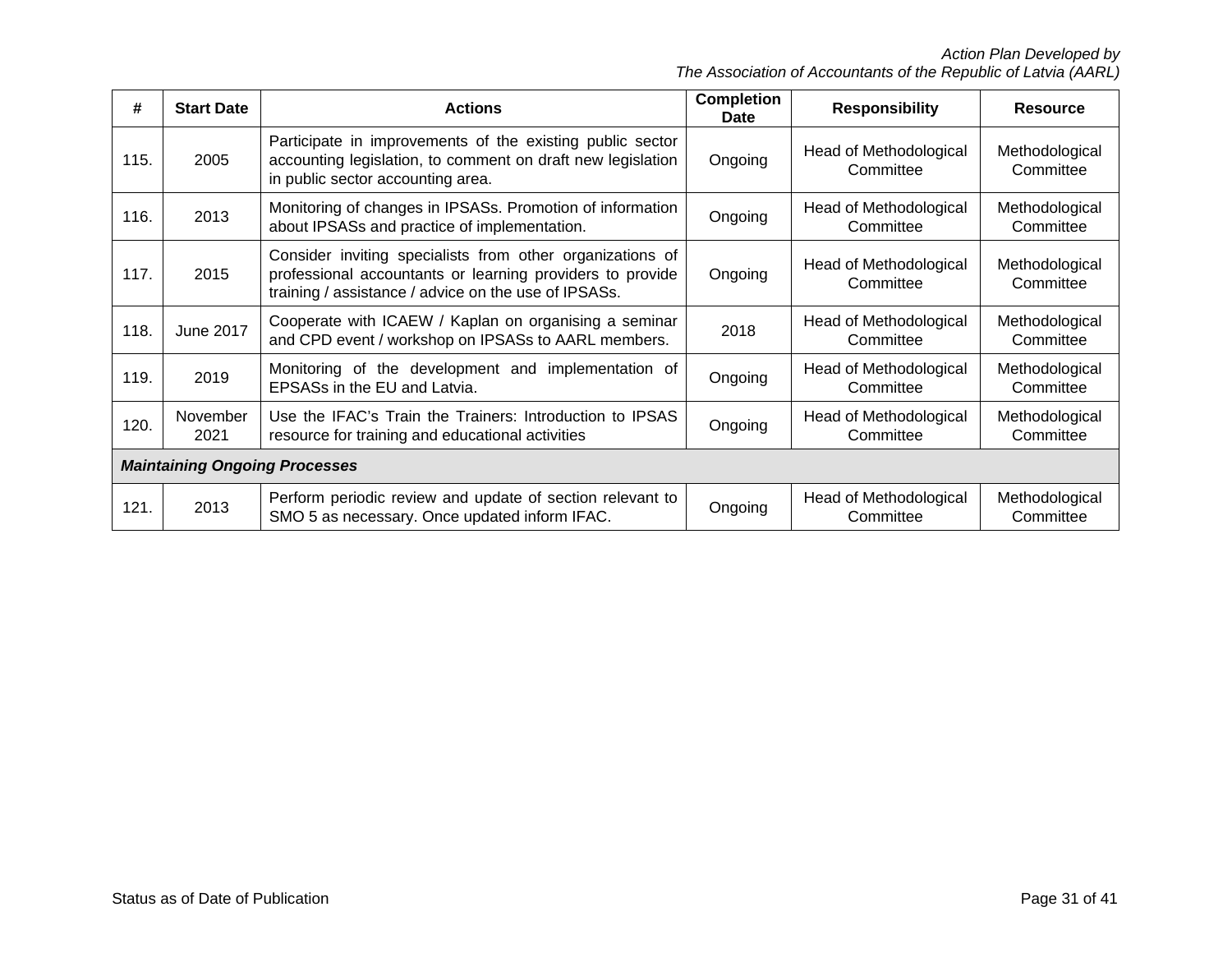| # | Start Date | Actions | Completion Date | Responsibility | Resource |
|---|---|---|---|---|---|
| 115. | 2005 | Participate in improvements of the existing public sector accounting legislation, to comment on draft new legislation in public sector accounting area. | Ongoing | Head of Methodological Committee | Methodological Committee |
| 116. | 2013 | Monitoring of changes in IPSASs. Promotion of information about IPSASs and practice of implementation. | Ongoing | Head of Methodological Committee | Methodological Committee |
| 117. | 2015 | Consider inviting specialists from other organizations of professional accountants or learning providers to provide training / assistance / advice on the use of IPSASs. | Ongoing | Head of Methodological Committee | Methodological Committee |
| 118. | June 2017 | Cooperate with ICAEW / Kaplan on organising a seminar and CPD event / workshop on IPSASs to AARL members. | 2018 | Head of Methodological Committee | Methodological Committee |
| 119. | 2019 | Monitoring of the development and implementation of EPSASs in the EU and Latvia. | Ongoing | Head of Methodological Committee | Methodological Committee |
| 120. | November 2021 | Use the IFAC's Train the Trainers: Introduction to IPSAS resource for training and educational activities | Ongoing | Head of Methodological Committee | Methodological Committee |
| ***Maintaining Ongoing Processes*** | | | | | |
| 121. | 2013 | Perform periodic review and update of section relevant to SMO 5 as necessary. Once updated inform IFAC. | Ongoing | Head of Methodological Committee | Methodological Committee |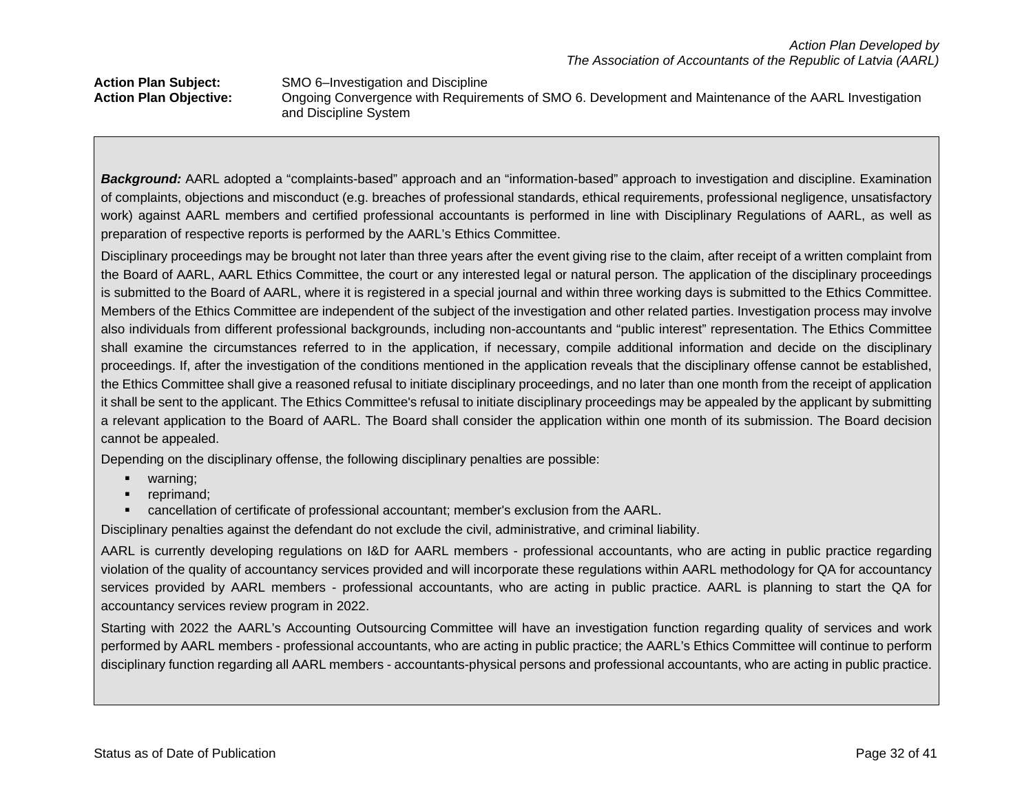*Action Plan Developed by*
*The Association of Accountants of the Republic of Latvia (AARL)*

**Action Plan Subject:** SMO 6–Investigation and Discipline

**Action Plan Objective:** Ongoing Convergence with Requirements of SMO 6. Development and Maintenance of the AARL Investigation and Discipline System

***Background:*** AARL adopted a "complaints-based" approach and an "information-based" approach to investigation and discipline. Examination of complaints, objections and misconduct (e.g. breaches of professional standards, ethical requirements, professional negligence, unsatisfactory work) against AARL members and certified professional accountants is performed in line with Disciplinary Regulations of AARL, as well as preparation of respective reports is performed by the AARL's Ethics Committee.

Disciplinary proceedings may be brought not later than three years after the event giving rise to the claim, after receipt of a written complaint from the Board of AARL, AARL Ethics Committee, the court or any interested legal or natural person. The application of the disciplinary proceedings is submitted to the Board of AARL, where it is registered in a special journal and within three working days is submitted to the Ethics Committee. Members of the Ethics Committee are independent of the subject of the investigation and other related parties. Investigation process may involve also individuals from different professional backgrounds, including non-accountants and "public interest" representation. The Ethics Committee shall examine the circumstances referred to in the application, if necessary, compile additional information and decide on the disciplinary proceedings. If, after the investigation of the conditions mentioned in the application reveals that the disciplinary offense cannot be established, the Ethics Committee shall give a reasoned refusal to initiate disciplinary proceedings, and no later than one month from the receipt of application it shall be sent to the applicant. The Ethics Committee's refusal to initiate disciplinary proceedings may be appealed by the applicant by submitting a relevant application to the Board of AARL. The Board shall consider the application within one month of its submission. The Board decision cannot be appealed.

Depending on the disciplinary offense, the following disciplinary penalties are possible:

- warning;
- reprimand;
- cancellation of certificate of professional accountant; member's exclusion from the AARL.

Disciplinary penalties against the defendant do not exclude the civil, administrative, and criminal liability.

AARL is currently developing regulations on I&D for AARL members - professional accountants, who are acting in public practice regarding violation of the quality of accountancy services provided and will incorporate these regulations within AARL methodology for QA for accountancy services provided by AARL members - professional accountants, who are acting in public practice. AARL is planning to start the QA for accountancy services review program in 2022.

Starting with 2022 the AARL's Accounting Outsourcing Committee will have an investigation function regarding quality of services and work performed by AARL members - professional accountants, who are acting in public practice; the AARL's Ethics Committee will continue to perform disciplinary function regarding all AARL members - accountants-physical persons and professional accountants, who are acting in public practice.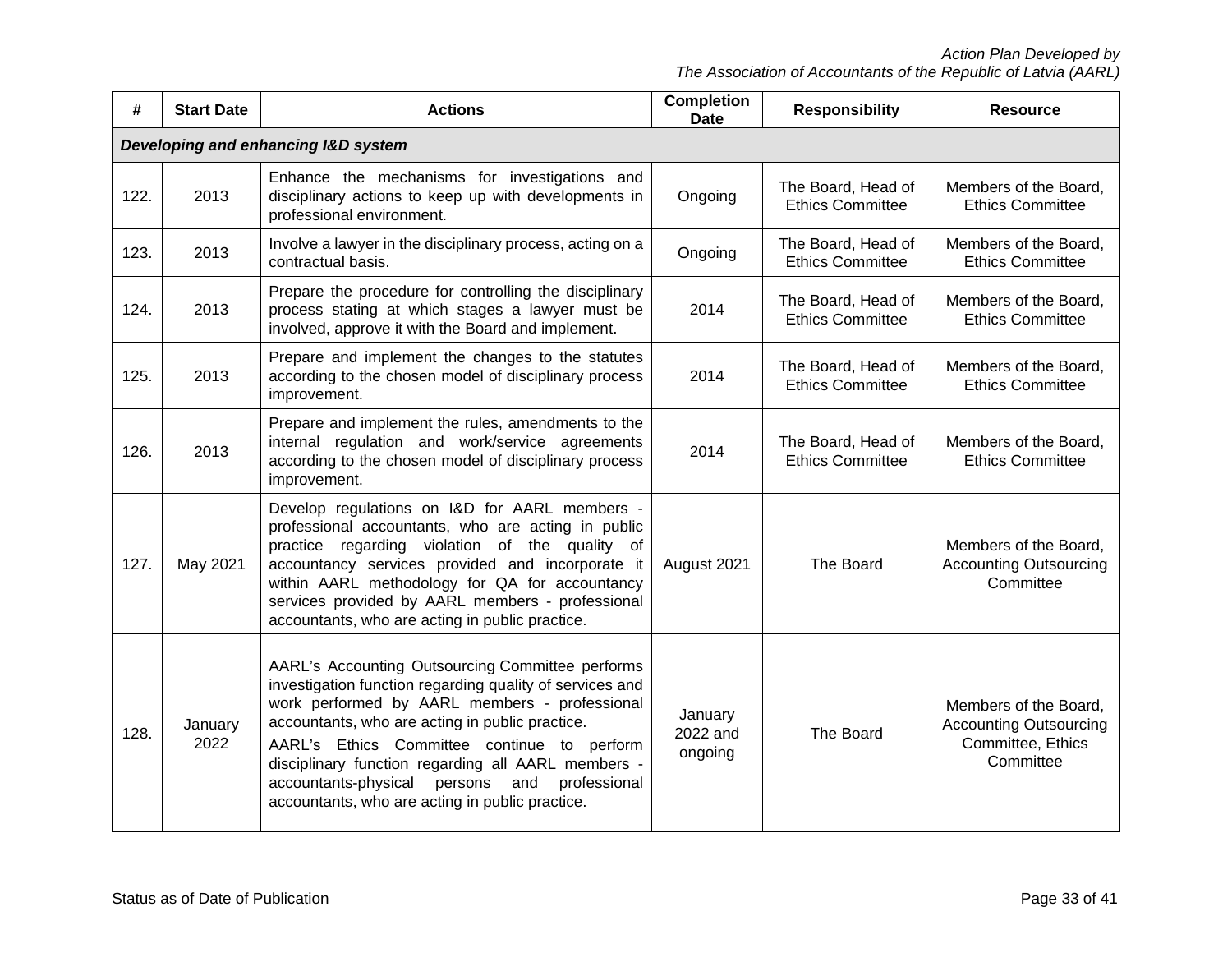| # | Start Date | Actions | Completion Date | Responsibility | Resource |
|---|---|---|---|---|---|
| ***Developing and enhancing I&D system*** | | | | | |
| 122. | 2013 | Enhance the mechanisms for investigations and disciplinary actions to keep up with developments in professional environment. | Ongoing | The Board, Head of Ethics Committee | Members of the Board, Ethics Committee |
| 123. | 2013 | Involve a lawyer in the disciplinary process, acting on a contractual basis. | Ongoing | The Board, Head of Ethics Committee | Members of the Board, Ethics Committee |
| 124. | 2013 | Prepare the procedure for controlling the disciplinary process stating at which stages a lawyer must be involved, approve it with the Board and implement. | 2014 | The Board, Head of Ethics Committee | Members of the Board, Ethics Committee |
| 125. | 2013 | Prepare and implement the changes to the statutes according to the chosen model of disciplinary process improvement. | 2014 | The Board, Head of Ethics Committee | Members of the Board, Ethics Committee |
| 126. | 2013 | Prepare and implement the rules, amendments to the internal regulation and work/service agreements according to the chosen model of disciplinary process improvement. | 2014 | The Board, Head of Ethics Committee | Members of the Board, Ethics Committee |
| 127. | May 2021 | Develop regulations on I&D for AARL members - professional accountants, who are acting in public practice regarding violation of the quality of accountancy services provided and incorporate it within AARL methodology for QA for accountancy services provided by AARL members - professional accountants, who are acting in public practice. | August 2021 | The Board | Members of the Board, Accounting Outsourcing Committee |
| 128. | January 2022 | AARL's Accounting Outsourcing Committee performs investigation function regarding quality of services and work performed by AARL members - professional accountants, who are acting in public practice. AARL's Ethics Committee continue to perform disciplinary function regarding all AARL members - accountants-physical persons and professional accountants, who are acting in public practice. | January 2022 and ongoing | The Board | Members of the Board, Accounting Outsourcing Committee, Ethics Committee |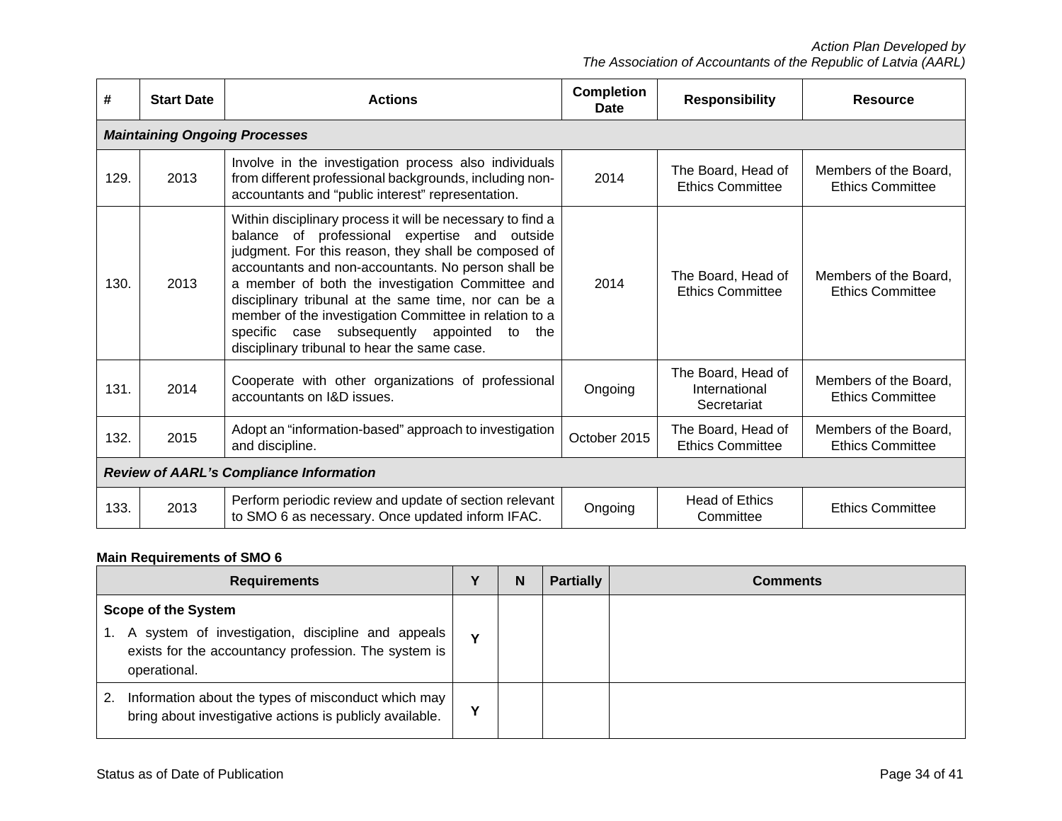| # | Start Date | Actions | Completion Date | Responsibility | Resource |
|---|---|---|---|---|---|
| ***Maintaining Ongoing Processes*** | | | | | |
| 129. | 2013 | Involve in the investigation process also individuals from different professional backgrounds, including non-accountants and "public interest" representation. | 2014 | The Board, Head of Ethics Committee | Members of the Board, Ethics Committee |
| 130. | 2013 | Within disciplinary process it will be necessary to find a balance of professional expertise and outside judgment. For this reason, they shall be composed of accountants and non-accountants. No person shall be a member of both the investigation Committee and disciplinary tribunal at the same time, nor can be a member of the investigation Committee in relation to a specific case subsequently appointed to the disciplinary tribunal to hear the same case. | 2014 | The Board, Head of Ethics Committee | Members of the Board, Ethics Committee |
| 131. | 2014 | Cooperate with other organizations of professional accountants on I&D issues. | Ongoing | The Board, Head of International Secretariat | Members of the Board, Ethics Committee |
| 132. | 2015 | Adopt an "information-based" approach to investigation and discipline. | October 2015 | The Board, Head of Ethics Committee | Members of the Board, Ethics Committee |
| ***Review of AARL's Compliance Information*** | | | | | |
| 133. | 2013 | Perform periodic review and update of section relevant to SMO 6 as necessary. Once updated inform IFAC. | Ongoing | Head of Ethics Committee | Ethics Committee |

**Main Requirements of SMO 6**

| Requirements | Y | N | Partially | Comments |
|---|---|---|---|---|
| **Scope of the System**<br>1. A system of investigation, discipline and appeals exists for the accountancy profession. The system is operational. | Y | | | |
| 2. Information about the types of misconduct which may bring about investigative actions is publicly available. | Y | | | |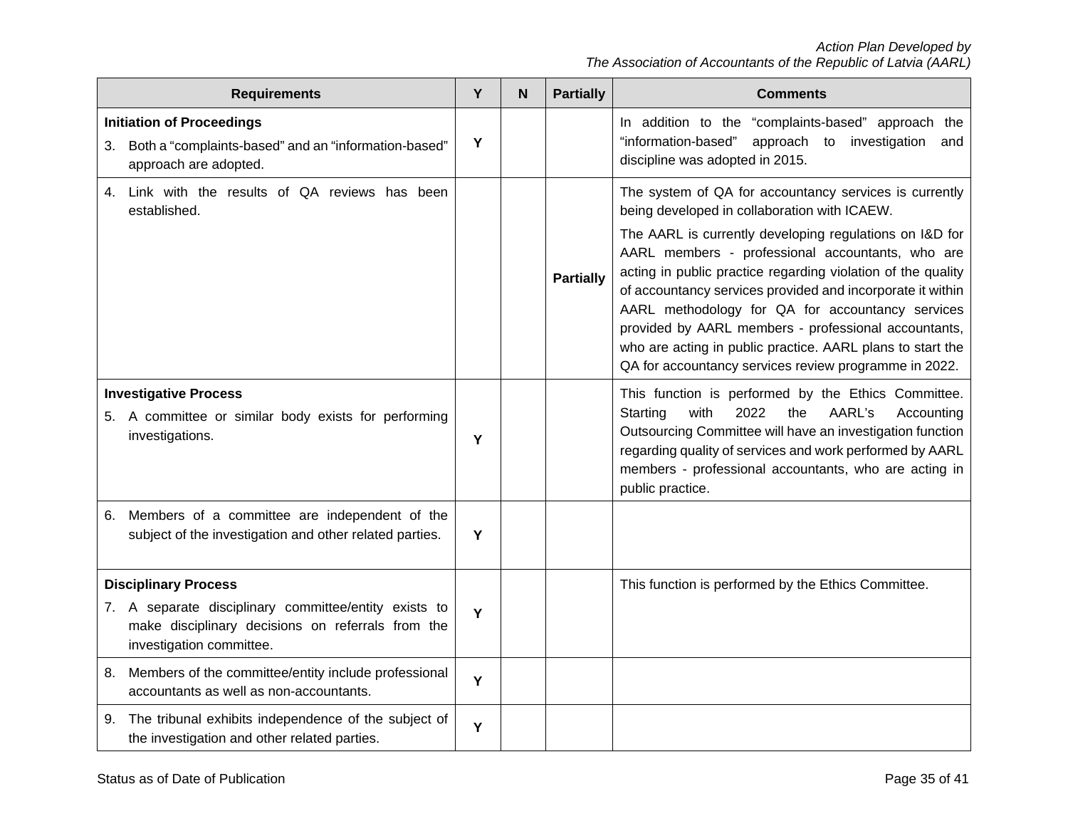| Requirements | Y | N | Partially | Comments |
|---|---|---|---|---|
| **Initiation of Proceedings**<br>3. Both a "complaints-based" and an "information-based" approach are adopted. | **Y** | | | In addition to the "complaints-based" approach the "information-based" approach to investigation and discipline was adopted in 2015. |
| 4. Link with the results of QA reviews has been established. | | | **Partially** | The system of QA for accountancy services is currently being developed in collaboration with ICAEW.<br>The AARL is currently developing regulations on I&D for AARL members - professional accountants, who are acting in public practice regarding violation of the quality of accountancy services provided and incorporate it within AARL methodology for QA for accountancy services provided by AARL members - professional accountants, who are acting in public practice. AARL plans to start the QA for accountancy services review programme in 2022. |
| **Investigative Process**<br>5. A committee or similar body exists for performing investigations. | **Y** | | | This function is performed by the Ethics Committee. Starting with 2022 the AARL's Accounting Outsourcing Committee will have an investigation function regarding quality of services and work performed by AARL members - professional accountants, who are acting in public practice. |
| 6. Members of a committee are independent of the subject of the investigation and other related parties. | **Y** | | | |
| **Disciplinary Process**<br>7. A separate disciplinary committee/entity exists to make disciplinary decisions on referrals from the investigation committee. | **Y** | | | This function is performed by the Ethics Committee. |
| 8. Members of the committee/entity include professional accountants as well as non-accountants. | **Y** | | | |
| 9. The tribunal exhibits independence of the subject of the investigation and other related parties. | **Y** | | | |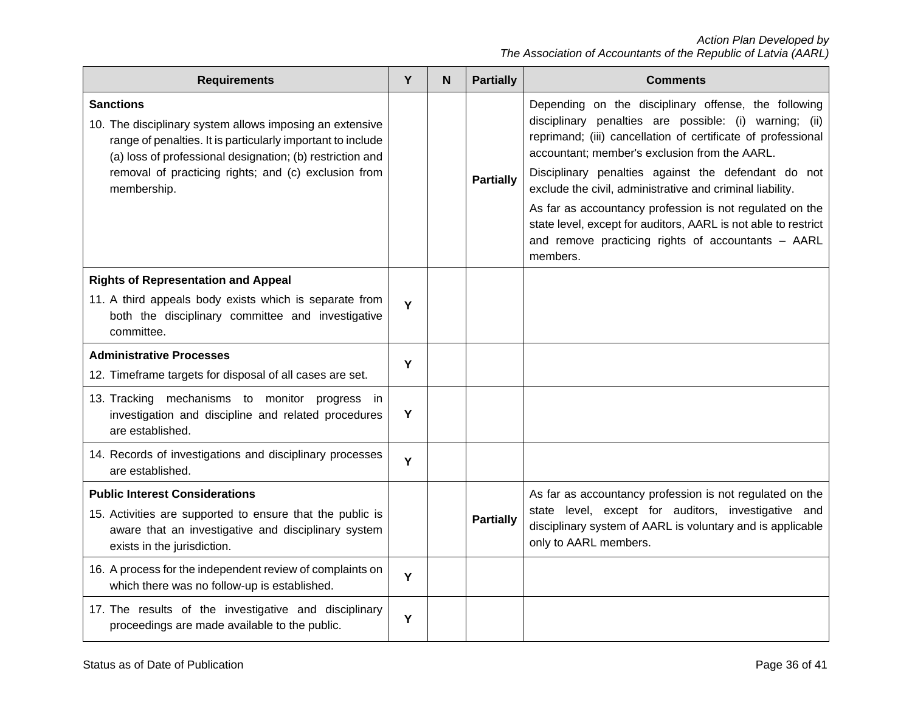| Requirements | Y | N | Partially | Comments |
|---|---|---|---|---|
| **Sanctions**<br>10. The disciplinary system allows imposing an extensive range of penalties. It is particularly important to include (a) loss of professional designation; (b) restriction and removal of practicing rights; and (c) exclusion from membership. | | | **Partially** | Depending on the disciplinary offense, the following disciplinary penalties are possible: (i) warning; (ii) reprimand; (iii) cancellation of certificate of professional accountant; member's exclusion from the AARL.<br>Disciplinary penalties against the defendant do not exclude the civil, administrative and criminal liability.<br>As far as accountancy profession is not regulated on the state level, except for auditors, AARL is not able to restrict and remove practicing rights of accountants – AARL members. |
| **Rights of Representation and Appeal**<br>11. A third appeals body exists which is separate from both the disciplinary committee and investigative committee. | **Y** | | | |
| **Administrative Processes**<br>12. Timeframe targets for disposal of all cases are set. | **Y** | | | |
| 13. Tracking mechanisms to monitor progress in investigation and discipline and related procedures are established. | **Y** | | | |
| 14. Records of investigations and disciplinary processes are established. | **Y** | | | |
| **Public Interest Considerations**<br>15. Activities are supported to ensure that the public is aware that an investigative and disciplinary system exists in the jurisdiction. | | | **Partially** | As far as accountancy profession is not regulated on the state level, except for auditors, investigative and disciplinary system of AARL is voluntary and is applicable only to AARL members. |
| 16. A process for the independent review of complaints on which there was no follow-up is established. | **Y** | | | |
| 17. The results of the investigative and disciplinary proceedings are made available to the public. | **Y** | | | |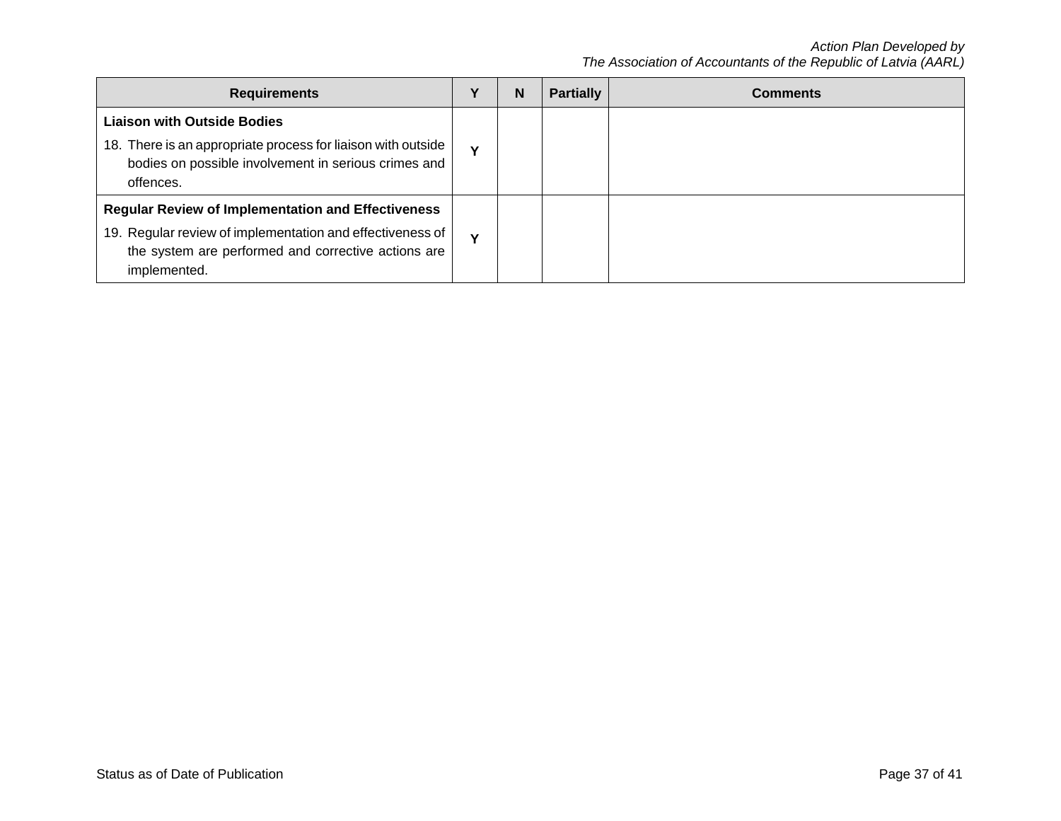| Requirements | Y | N | Partially | Comments |
|---|---|---|---|---|
| **Liaison with Outside Bodies**<br>18. There is an appropriate process for liaison with outside bodies on possible involvement in serious crimes and offences. | **Y** | | | |
| **Regular Review of Implementation and Effectiveness**<br>19. Regular review of implementation and effectiveness of the system are performed and corrective actions are implemented. | **Y** | | | |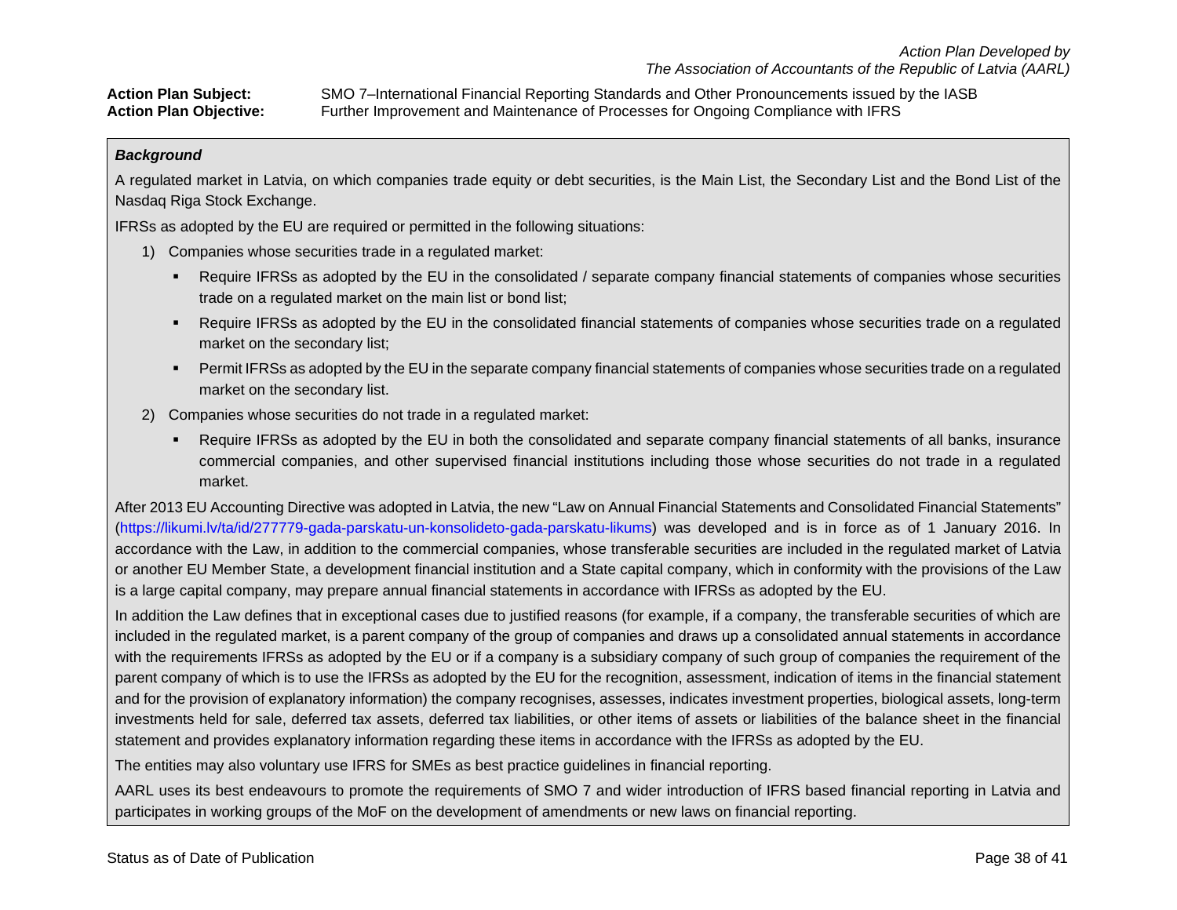**Action Plan Subject:** SMO 7–International Financial Reporting Standards and Other Pronouncements issued by the IASB
**Action Plan Objective:** Further Improvement and Maintenance of Processes for Ongoing Compliance with IFRS

***Background***

A regulated market in Latvia, on which companies trade equity or debt securities, is the Main List, the Secondary List and the Bond List of the Nasdaq Riga Stock Exchange.

IFRSs as adopted by the EU are required or permitted in the following situations:

1) Companies whose securities trade in a regulated market:
   - Require IFRSs as adopted by the EU in the consolidated / separate company financial statements of companies whose securities trade on a regulated market on the main list or bond list;
   - Require IFRSs as adopted by the EU in the consolidated financial statements of companies whose securities trade on a regulated market on the secondary list;
   - Permit IFRSs as adopted by the EU in the separate company financial statements of companies whose securities trade on a regulated market on the secondary list.
2) Companies whose securities do not trade in a regulated market:
   - Require IFRSs as adopted by the EU in both the consolidated and separate company financial statements of all banks, insurance commercial companies, and other supervised financial institutions including those whose securities do not trade in a regulated market.

After 2013 EU Accounting Directive was adopted in Latvia, the new "Law on Annual Financial Statements and Consolidated Financial Statements" (https://likumi.lv/ta/id/277779-gada-parskatu-un-konsolideto-gada-parskatu-likums) was developed and is in force as of 1 January 2016. In accordance with the Law, in addition to the commercial companies, whose transferable securities are included in the regulated market of Latvia or another EU Member State, a development financial institution and a State capital company, which in conformity with the provisions of the Law is a large capital company, may prepare annual financial statements in accordance with IFRSs as adopted by the EU.

In addition the Law defines that in exceptional cases due to justified reasons (for example, if a company, the transferable securities of which are included in the regulated market, is a parent company of the group of companies and draws up a consolidated annual statements in accordance with the requirements IFRSs as adopted by the EU or if a company is a subsidiary company of such group of companies the requirement of the parent company of which is to use the IFRSs as adopted by the EU for the recognition, assessment, indication of items in the financial statement and for the provision of explanatory information) the company recognises, assesses, indicates investment properties, biological assets, long-term investments held for sale, deferred tax assets, deferred tax liabilities, or other items of assets or liabilities of the balance sheet in the financial statement and provides explanatory information regarding these items in accordance with the IFRSs as adopted by the EU.

The entities may also voluntary use IFRS for SMEs as best practice guidelines in financial reporting.

AARL uses its best endeavours to promote the requirements of SMO 7 and wider introduction of IFRS based financial reporting in Latvia and participates in working groups of the MoF on the development of amendments or new laws on financial reporting.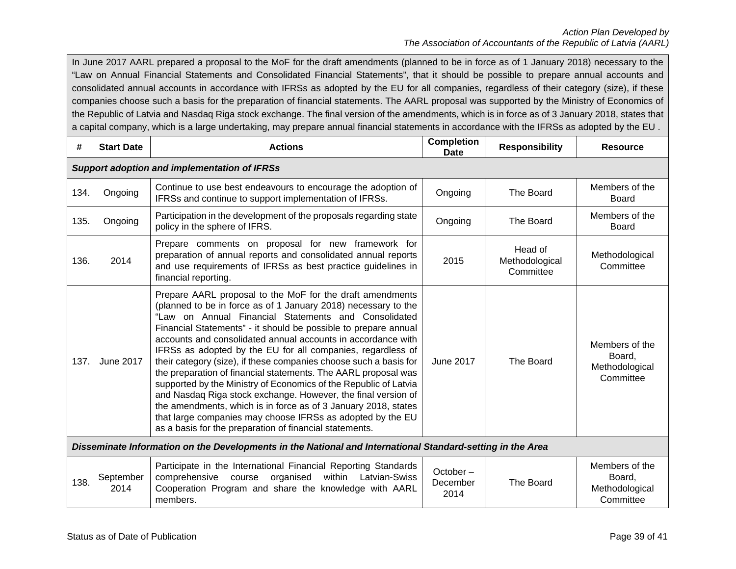In June 2017 AARL prepared a proposal to the MoF for the draft amendments (planned to be in force as of 1 January 2018) necessary to the "Law on Annual Financial Statements and Consolidated Financial Statements", that it should be possible to prepare annual accounts and consolidated annual accounts in accordance with IFRSs as adopted by the EU for all companies, regardless of their category (size), if these companies choose such a basis for the preparation of financial statements. The AARL proposal was supported by the Ministry of Economics of the Republic of Latvia and Nasdaq Riga stock exchange. The final version of the amendments, which is in force as of 3 January 2018, states that a capital company, which is a large undertaking, may prepare annual financial statements in accordance with the IFRSs as adopted by the EU .

| # | Start Date | Actions | Completion Date | Responsibility | Resource |
|---|---|---|---|---|---|
| ***Support adoption and implementation of IFRSs*** | | | | | |
| 134. | Ongoing | Continue to use best endeavours to encourage the adoption of IFRSs and continue to support implementation of IFRSs. | Ongoing | The Board | Members of the Board |
| 135. | Ongoing | Participation in the development of the proposals regarding state policy in the sphere of IFRS. | Ongoing | The Board | Members of the Board |
| 136. | 2014 | Prepare comments on proposal for new framework for preparation of annual reports and consolidated annual reports and use requirements of IFRSs as best practice guidelines in financial reporting. | 2015 | Head of Methodological Committee | Methodological Committee |
| 137. | June 2017 | Prepare AARL proposal to the MoF for the draft amendments (planned to be in force as of 1 January 2018) necessary to the "Law on Annual Financial Statements and Consolidated Financial Statements" - it should be possible to prepare annual accounts and consolidated annual accounts in accordance with IFRSs as adopted by the EU for all companies, regardless of their category (size), if these companies choose such a basis for the preparation of financial statements. The AARL proposal was supported by the Ministry of Economics of the Republic of Latvia and Nasdaq Riga stock exchange. However, the final version of the amendments, which is in force as of 3 January 2018, states that large companies may choose IFRSs as adopted by the EU as a basis for the preparation of financial statements. | June 2017 | The Board | Members of the Board, Methodological Committee |
| ***Disseminate Information on the Developments in the National and International Standard-setting in the Area*** | | | | | |
| 138. | September 2014 | Participate in the International Financial Reporting Standards comprehensive course organised within Latvian-Swiss Cooperation Program and share the knowledge with AARL members. | October – December 2014 | The Board | Members of the Board, Methodological Committee |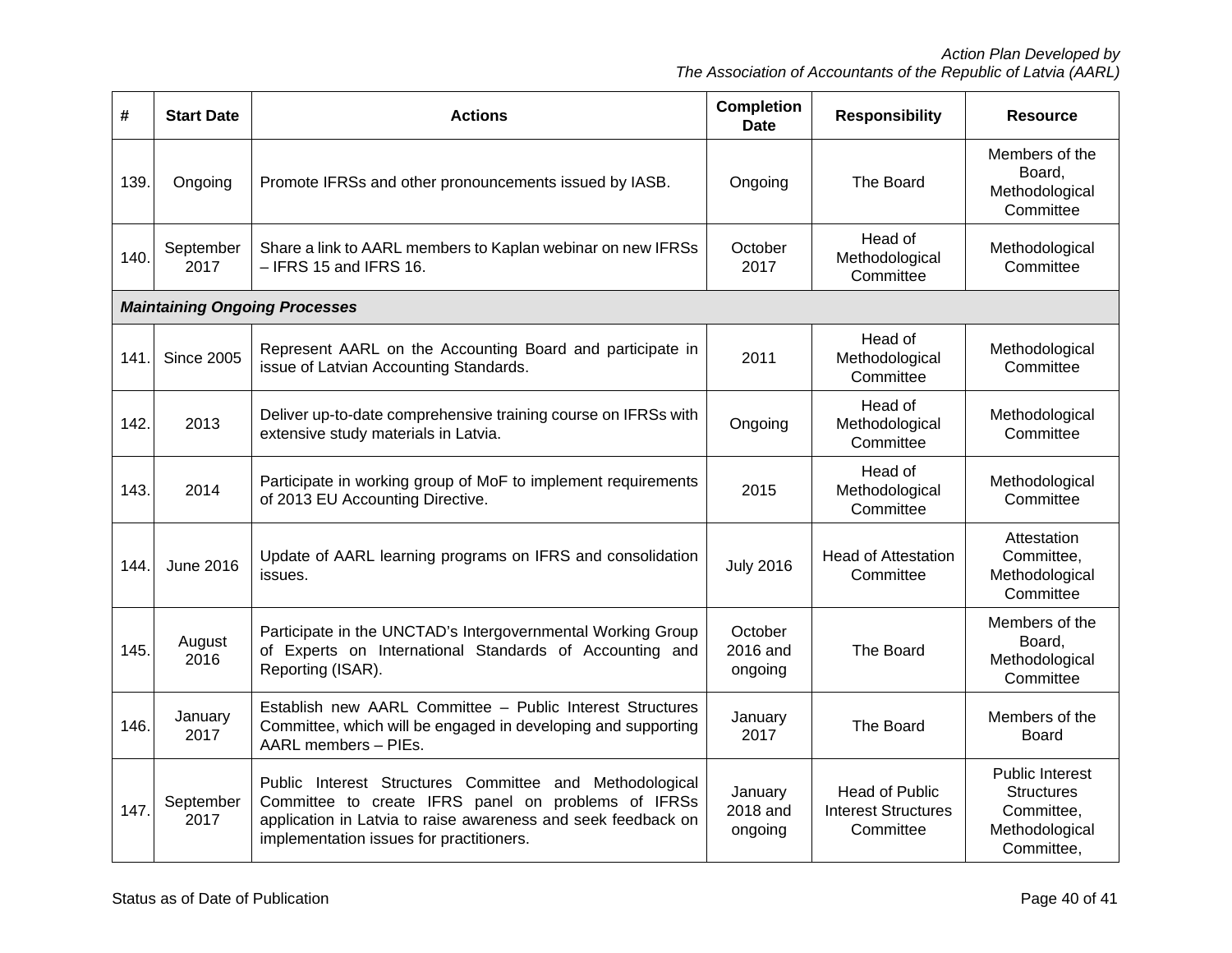| # | Start Date | Actions | Completion Date | Responsibility | Resource |
|---|---|---|---|---|---|
| 139. | Ongoing | Promote IFRSs and other pronouncements issued by IASB. | Ongoing | The Board | Members of the Board, Methodological Committee |
| 140. | September 2017 | Share a link to AARL members to Kaplan webinar on new IFRSs – IFRS 15 and IFRS 16. | October 2017 | Head of Methodological Committee | Methodological Committee |
| ***Maintaining Ongoing Processes*** | | | | | |
| 141. | Since 2005 | Represent AARL on the Accounting Board and participate in issue of Latvian Accounting Standards. | 2011 | Head of Methodological Committee | Methodological Committee |
| 142. | 2013 | Deliver up-to-date comprehensive training course on IFRSs with extensive study materials in Latvia. | Ongoing | Head of Methodological Committee | Methodological Committee |
| 143. | 2014 | Participate in working group of MoF to implement requirements of 2013 EU Accounting Directive. | 2015 | Head of Methodological Committee | Methodological Committee |
| 144. | June 2016 | Update of AARL learning programs on IFRS and consolidation issues. | July 2016 | Head of Attestation Committee | Attestation Committee, Methodological Committee |
| 145. | August 2016 | Participate in the UNCTAD's Intergovernmental Working Group of Experts on International Standards of Accounting and Reporting (ISAR). | October 2016 and ongoing | The Board | Members of the Board, Methodological Committee |
| 146. | January 2017 | Establish new AARL Committee – Public Interest Structures Committee, which will be engaged in developing and supporting AARL members – PIEs. | January 2017 | The Board | Members of the Board |
| 147. | September 2017 | Public Interest Structures Committee and Methodological Committee to create IFRS panel on problems of IFRSs application in Latvia to raise awareness and seek feedback on implementation issues for practitioners. | January 2018 and ongoing | Head of Public Interest Structures Committee | Public Interest Structures Committee, Methodological Committee, |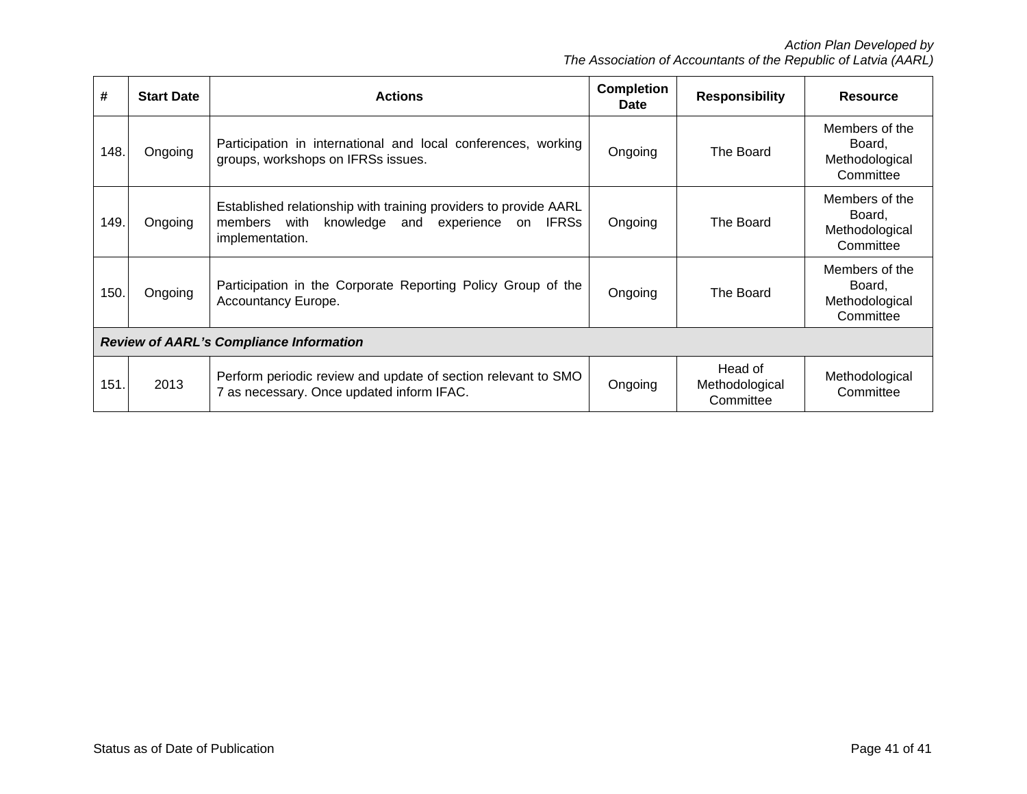| # | Start Date | Actions | Completion Date | Responsibility | Resource |
|---|---|---|---|---|---|
| 148. | Ongoing | Participation in international and local conferences, working groups, workshops on IFRSs issues. | Ongoing | The Board | Members of the Board, Methodological Committee |
| 149. | Ongoing | Established relationship with training providers to provide AARL members with knowledge and experience on IFRSs implementation. | Ongoing | The Board | Members of the Board, Methodological Committee |
| 150. | Ongoing | Participation in the Corporate Reporting Policy Group of the Accountancy Europe. | Ongoing | The Board | Members of the Board, Methodological Committee |
| ***Review of AARL's Compliance Information*** | | | | | |
| 151. | 2013 | Perform periodic review and update of section relevant to SMO 7 as necessary. Once updated inform IFAC. | Ongoing | Head of Methodological Committee | Methodological Committee |